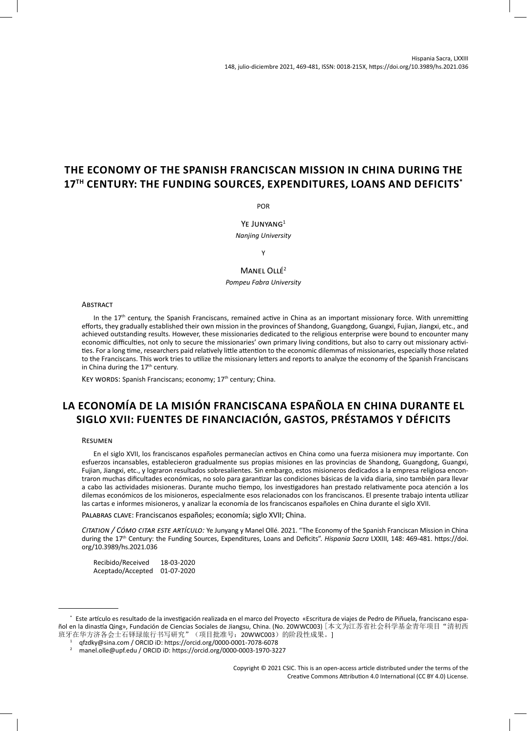# THE ECONOMY OF THE SPANISH FRANCISCAN MISSION IN CHINA DURING THE 17TH CENTURY: THE FUNDING SOURCES, EXPENDITURES, LOANS AND DEFICITS[*]

POR

YE JUNYANG[1]

*Nanjing University*

Y

MANEL OLLÉ[2]

*Pompeu Fabra University*

ABSTRACT

In the 17th century, the Spanish Franciscans, remained active in China as an important missionary force. With unremitting efforts, they gradually established their own mission in the provinces of Shandong, Guangdong, Guangxi, Fujian, Jiangxi, etc., and achieved outstanding results. However, these missionaries dedicated to the religious enterprise were bound to encounter many economic difficulties, not only to secure the missionaries' own primary living conditions, but also to carry out missionary activities. For a long time, researchers paid relatively little attention to the economic dilemmas of missionaries, especially those related to the Franciscans. This work tries to utilize the missionary letters and reports to analyze the economy of the Spanish Franciscans in China during the 17th century.

KEY WORDS: Spanish Franciscans; economy; 17th century; China.

# LA ECONOMÍA DE LA MISIÓN FRANCISCANA ESPAÑOLA EN CHINA DURANTE EL SIGLO XVII: FUENTES DE FINANCIACIÓN, GASTOS, PRÉSTAMOS Y DÉFICITS

RESUMEN

En el siglo XVII, los franciscanos españoles permanecían activos en China como una fuerza misionera muy importante. Con esfuerzos incansables, establecieron gradualmente sus propias misiones en las provincias de Shandong, Guangdong, Guangxi, Fujian, Jiangxi, etc., y lograron resultados sobresalientes. Sin embargo, estos misioneros dedicados a la empresa religiosa encontraron muchas dificultades económicas, no solo para garantizar las condiciones básicas de la vida diaria, sino también para llevar a cabo las actividades misioneras. Durante mucho tiempo, los investigadores han prestado relativamente poca atención a los dilemas económicos de los misioneros, especialmente esos relacionados con los franciscanos. El presente trabajo intenta utilizar las cartas e informes misioneros, y analizar la economía de los franciscanos españoles en China durante el siglo XVII.

PALABRAS CLAVE: Franciscanos españoles; economía; siglo XVII; China.

*CITATION / CÓMO CITAR ESTE ARTÍCULO:* Ye Junyang y Manel Ollé. 2021. "The Economy of the Spanish Franciscan Mission in China during the 17th Century: the Funding Sources, Expenditures, Loans and Deficits". *Hispania Sacra* LXXIII, 148: 469-481. https://doi.org/10.3989/hs.2021.036

Recibido/Received 18-03-2020
Aceptado/Accepted 01-07-2020

---

[*] Este artículo es resultado de la investigación realizada en el marco del Proyecto «Escritura de viajes de Pedro de Piñuela, franciscano español en la dinastía Qing», Fundación de Ciencias Sociales de Jiangsu, China. (No. 20WWC003)［本文为江苏省社会科学基金青年项目"清初西班牙在华方济各会士石铎琭旅行书写研究"（项目批准号：20WWC003）的阶段性成果。］

[1] qfzdky@sina.com / ORCID iD: https://orcid.org/0000-0001-7078-6078

[2] manel.olle@upf.edu / ORCID iD: https://orcid.org/0000-0003-1970-3227

Copyright © 2021 CSIC. This is an open-access article distributed under the terms of the Creative Commons Attribution 4.0 International (CC BY 4.0) License.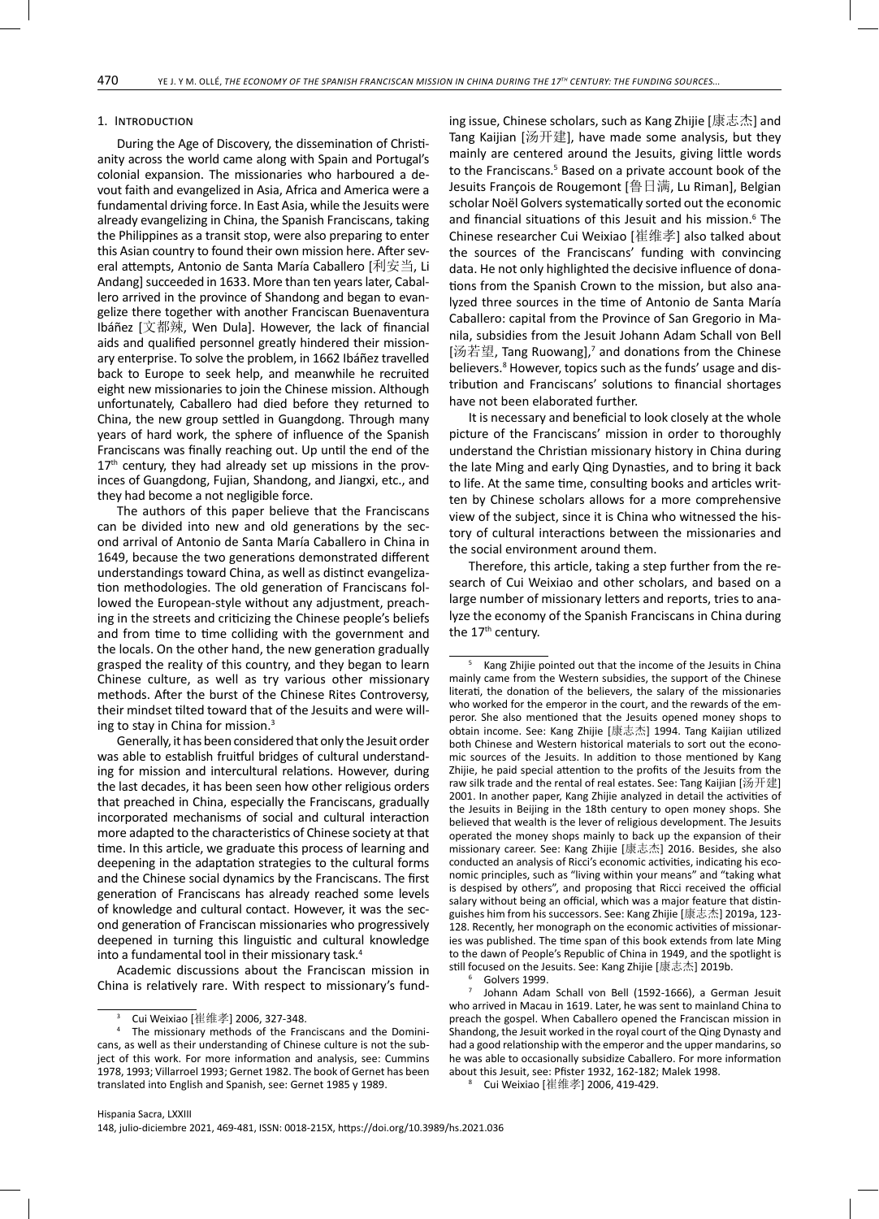## 1. Introduction

During the Age of Discovery, the dissemination of Christianity across the world came along with Spain and Portugal's colonial expansion. The missionaries who harboured a devout faith and evangelized in Asia, Africa and America were a fundamental driving force. In East Asia, while the Jesuits were already evangelizing in China, the Spanish Franciscans, taking the Philippines as a transit stop, were also preparing to enter this Asian country to found their own mission here. After several attempts, Antonio de Santa María Caballero [利安当, Li Andang] succeeded in 1633. More than ten years later, Caballero arrived in the province of Shandong and began to evangelize there together with another Franciscan Buenaventura Ibáñez [文都辣, Wen Dula]. However, the lack of financial aids and qualified personnel greatly hindered their missionary enterprise. To solve the problem, in 1662 Ibáñez travelled back to Europe to seek help, and meanwhile he recruited eight new missionaries to join the Chinese mission. Although unfortunately, Caballero had died before they returned to China, the new group settled in Guangdong. Through many years of hard work, the sphere of influence of the Spanish Franciscans was finally reaching out. Up until the end of the 17th century, they had already set up missions in the provinces of Guangdong, Fujian, Shandong, and Jiangxi, etc., and they had become a not negligible force.

The authors of this paper believe that the Franciscans can be divided into new and old generations by the second arrival of Antonio de Santa María Caballero in China in 1649, because the two generations demonstrated different understandings toward China, as well as distinct evangelization methodologies. The old generation of Franciscans followed the European-style without any adjustment, preaching in the streets and criticizing the Chinese people's beliefs and from time to time colliding with the government and the locals. On the other hand, the new generation gradually grasped the reality of this country, and they began to learn Chinese culture, as well as try various other missionary methods. After the burst of the Chinese Rites Controversy, their mindset tilted toward that of the Jesuits and were willing to stay in China for mission.[3]

Generally, it has been considered that only the Jesuit order was able to establish fruitful bridges of cultural understanding for mission and intercultural relations. However, during the last decades, it has been seen how other religious orders that preached in China, especially the Franciscans, gradually incorporated mechanisms of social and cultural interaction more adapted to the characteristics of Chinese society at that time. In this article, we graduate this process of learning and deepening in the adaptation strategies to the cultural forms and the Chinese social dynamics by the Franciscans. The first generation of Franciscans has already reached some levels of knowledge and cultural contact. However, it was the second generation of Franciscan missionaries who progressively deepened in turning this linguistic and cultural knowledge into a fundamental tool in their missionary task.[4]

Academic discussions about the Franciscan mission in China is relatively rare. With respect to missionary's funding issue, Chinese scholars, such as Kang Zhijie [康志杰] and Tang Kaijian [汤开建], have made some analysis, but they mainly are centered around the Jesuits, giving little words to the Franciscans.[5] Based on a private account book of the Jesuits François de Rougemont [鲁日满, Lu Riman], Belgian scholar Noël Golvers systematically sorted out the economic and financial situations of this Jesuit and his mission.[6] The Chinese researcher Cui Weixiao [崔维孝] also talked about the sources of the Franciscans' funding with convincing data. He not only highlighted the decisive influence of donations from the Spanish Crown to the mission, but also analyzed three sources in the time of Antonio de Santa María Caballero: capital from the Province of San Gregorio in Manila, subsidies from the Jesuit Johann Adam Schall von Bell [汤若望, Tang Ruowang],[7] and donations from the Chinese believers.[8] However, topics such as the funds' usage and distribution and Franciscans' solutions to financial shortages have not been elaborated further.

It is necessary and beneficial to look closely at the whole picture of the Franciscans' mission in order to thoroughly understand the Christian missionary history in China during the late Ming and early Qing Dynasties, and to bring it back to life. At the same time, consulting books and articles written by Chinese scholars allows for a more comprehensive view of the subject, since it is China who witnessed the history of cultural interactions between the missionaries and the social environment around them.

Therefore, this article, taking a step further from the research of Cui Weixiao and other scholars, and based on a large number of missionary letters and reports, tries to analyze the economy of the Spanish Franciscans in China during the 17th century.

---

[3] Cui Weixiao [崔维孝] 2006, 327-348.

[4] The missionary methods of the Franciscans and the Dominicans, as well as their understanding of Chinese culture is not the subject of this work. For more information and analysis, see: Cummins 1978, 1993; Villarroel 1993; Gernet 1982. The book of Gernet has been translated into English and Spanish, see: Gernet 1985 y 1989.

[5] Kang Zhijie pointed out that the income of the Jesuits in China mainly came from the Western subsidies, the support of the Chinese literati, the donation of the believers, the salary of the missionaries who worked for the emperor in the court, and the rewards of the emperor. She also mentioned that the Jesuits opened money shops to obtain income. See: Kang Zhijie [康志杰] 1994. Tang Kaijian utilized both Chinese and Western historical materials to sort out the economic sources of the Jesuits. In addition to those mentioned by Kang Zhijie, he paid special attention to the profits of the Jesuits from the raw silk trade and the rental of real estates. See: Tang Kaijian [汤开建] 2001. In another paper, Kang Zhijie analyzed in detail the activities of the Jesuits in Beijing in the 18th century to open money shops. She believed that wealth is the lever of religious development. The Jesuits operated the money shops mainly to back up the expansion of their missionary career. See: Kang Zhijie [康志杰] 2016. Besides, she also conducted an analysis of Ricci's economic activities, indicating his economic principles, such as "living within your means" and "taking what is despised by others", and proposing that Ricci received the official salary without being an official, which was a major feature that distinguishes him from his successors. See: Kang Zhijie [康志杰] 2019a, 123-128. Recently, her monograph on the economic activities of missionaries was published. The time span of this book extends from late Ming to the dawn of People's Republic of China in 1949, and the spotlight is still focused on the Jesuits. See: Kang Zhijie [康志杰] 2019b.

[6] Golvers 1999.

[7] Johann Adam Schall von Bell (1592-1666), a German Jesuit who arrived in Macau in 1619. Later, he was sent to mainland China to preach the gospel. When Caballero opened the Franciscan mission in Shandong, the Jesuit worked in the royal court of the Qing Dynasty and had a good relationship with the emperor and the upper mandarins, so he was able to occasionally subsidize Caballero. For more information about this Jesuit, see: Pfister 1932, 162-182; Malek 1998.

[8] Cui Weixiao [崔维孝] 2006, 419-429.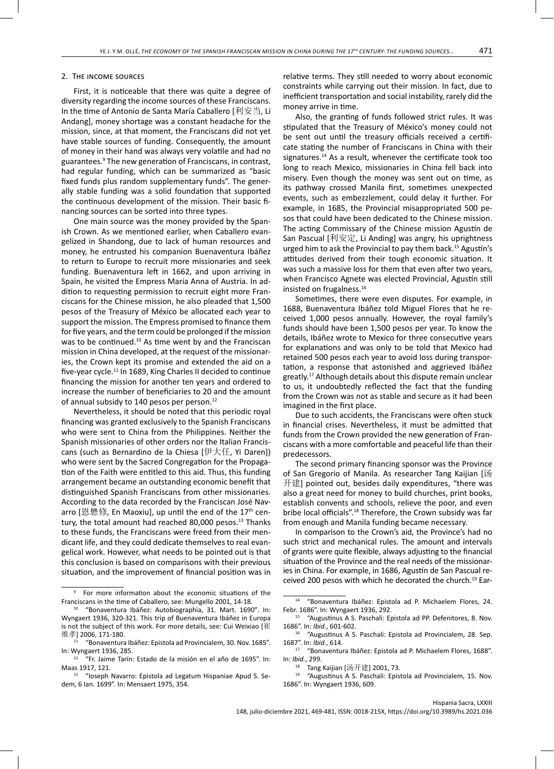## 2. The income sources

First, it is noticeable that there was quite a degree of diversity regarding the income sources of these Franciscans. In the time of Antonio de Santa María Caballero [利安当, Li Andang], money shortage was a constant headache for the mission, since, at that moment, the Franciscans did not yet have stable sources of funding. Consequently, the amount of money in their hand was always very volatile and had no guarantees.[9] The new generation of Franciscans, in contrast, had regular funding, which can be summarized as "basic fixed funds plus random supplementary funds". The generally stable funding was a solid foundation that supported the continuous development of the mission. Their basic financing sources can be sorted into three types.

One main source was the money provided by the Spanish Crown. As we mentioned earlier, when Caballero evangelized in Shandong, due to lack of human resources and money, he entrusted his companion Buenaventura Ibáñez to return to Europe to recruit more missionaries and seek funding. Buenaventura left in 1662, and upon arriving in Spain, he visited the Empress Maria Anna of Austria. In addition to requesting permission to recruit eight more Franciscans for the Chinese mission, he also pleaded that 1,500 pesos of the Treasury of México be allocated each year to support the mission. The Empress promised to finance them for five years, and the term could be prolonged if the mission was to be continued.[10] As time went by and the Franciscan mission in China developed, at the request of the missionaries, the Crown kept its promise and extended the aid on a five-year cycle.[11] In 1689, King Charles II decided to continue financing the mission for another ten years and ordered to increase the number of beneficiaries to 20 and the amount of annual subsidy to 140 pesos per person.[12]

Nevertheless, it should be noted that this periodic royal financing was granted exclusively to the Spanish Franciscans who were sent to China from the Philippines. Neither the Spanish missionaries of other orders nor the Italian Franciscans (such as Bernardino de la Chiesa [伊大任, Yi Daren]) who were sent by the Sacred Congregation for the Propagation of the Faith were entitled to this aid. Thus, this funding arrangement became an outstanding economic benefit that distinguished Spanish Franciscans from other missionaries. According to the data recorded by the Franciscan José Navarro [恩懋修, En Maoxiu], up until the end of the 17th century, the total amount had reached 80,000 pesos.[13] Thanks to these funds, the Franciscans were freed from their mendicant life, and they could dedicate themselves to real evangelical work. However, what needs to be pointed out is that this conclusion is based on comparisons with their previous situation, and the improvement of financial position was in relative terms. They still needed to worry about economic constraints while carrying out their mission. In fact, due to inefficient transportation and social instability, rarely did the money arrive in time.

Also, the granting of funds followed strict rules. It was stipulated that the Treasury of México's money could not be sent out until the treasury officials received a certificate stating the number of Franciscans in China with their signatures.[14] As a result, whenever the certificate took too long to reach Mexico, missionaries in China fell back into misery. Even though the money was sent out on time, as its pathway crossed Manila first, sometimes unexpected events, such as embezzlement, could delay it further. For example, in 1685, the Provincial misappropriated 500 pesos that could have been dedicated to the Chinese mission. The acting Commissary of the Chinese mission Agustín de San Pascual [利安定, Li Anding] was angry, his uprightness urged him to ask the Provincial to pay them back.[15] Agustín's attitudes derived from their tough economic situation. It was such a massive loss for them that even after two years, when Francisco Agnete was elected Provincial, Agustín still insisted on frugalness.[16]

Sometimes, there were even disputes. For example, in 1688, Buenaventura Ibáñez told Miguel Flores that he received 1,000 pesos annually. However, the royal family's funds should have been 1,500 pesos per year. To know the details, Ibáñez wrote to Mexico for three consecutive years for explanations and was only to be told that Mexico had retained 500 pesos each year to avoid loss during transportation, a response that astonished and aggrieved Ibáñez greatly.[17] Although details about this dispute remain unclear to us, it undoubtedly reflected the fact that the funding from the Crown was not as stable and secure as it had been imagined in the first place.

Due to such accidents, the Franciscans were often stuck in financial crises. Nevertheless, it must be admitted that funds from the Crown provided the new generation of Franciscans with a more comfortable and peaceful life than their predecessors.

The second primary financing sponsor was the Province of San Gregorio of Manila. As researcher Tang Kaijian [汤开建] pointed out, besides daily expenditures, "there was also a great need for money to build churches, print books, establish convents and schools, relieve the poor, and even bribe local officials".[18] Therefore, the Crown subsidy was far from enough and Manila funding became necessary.

In comparison to the Crown's aid, the Province's had no such strict and mechanical rules. The amount and intervals of grants were quite flexible, always adjusting to the financial situation of the Province and the real needs of the missionaries in China. For example, in 1686, Agustín de San Pascual received 200 pesos with which he decorated the church.[19] Ear-

---

[9] For more information about the economic situations of the Franciscans in the time of Caballero, see: Mungello 2001, 14-18.

[10] "Bonaventura Ibáñez: Autobiographia, 31. Mart. 1690". In: Wyngaert 1936, 320-321. This trip of Buenaventura Ibáñez in Europa is not the subject of this work. For more details, see: Cui Weixiao [崔维孝] 2006, 171-180.

[11] "Bonaventura Ibáñez: Epistola ad Provincialem, 30. Nov. 1685". In: Wyngaert 1936, 285.

[12] "Fr. Jaime Tarín: Estado de la misión en el año de 1695". In: Maas 1917, 121.

[13] "Ioseph Navarro: Epistola ad Legatum Hispaniae Apud S. Sedem, 6 Ian. 1699". In: Mensaert 1975, 354.

[14] "Bonaventura Ibáñez: Epistola ad P. Michaelem Flores, 24. Febr. 1686". In: Wyngaert 1936, 292.

[15] "Augustinus A S. Paschali: Epistola ad PP. Defenitores, 8. Nov. 1686". In: *Ibid.*, 601-602.

[16] "Augustinus A S. Paschali: Epistola ad Provincialem, 28. Sep. 1687". In: *Ibid.*, 614.

[17] "Bonaventura Ibáñez: Epistola ad P. Michaelem Flores, 1688". In: *Ibid.*, 299.

[18] Tang Kaijian [汤开建] 2001, 73.

[19] "Augustinus A S. Paschali: Epistola ad Provincialem, 15. Nov. 1686". In: Wyngaert 1936, 609.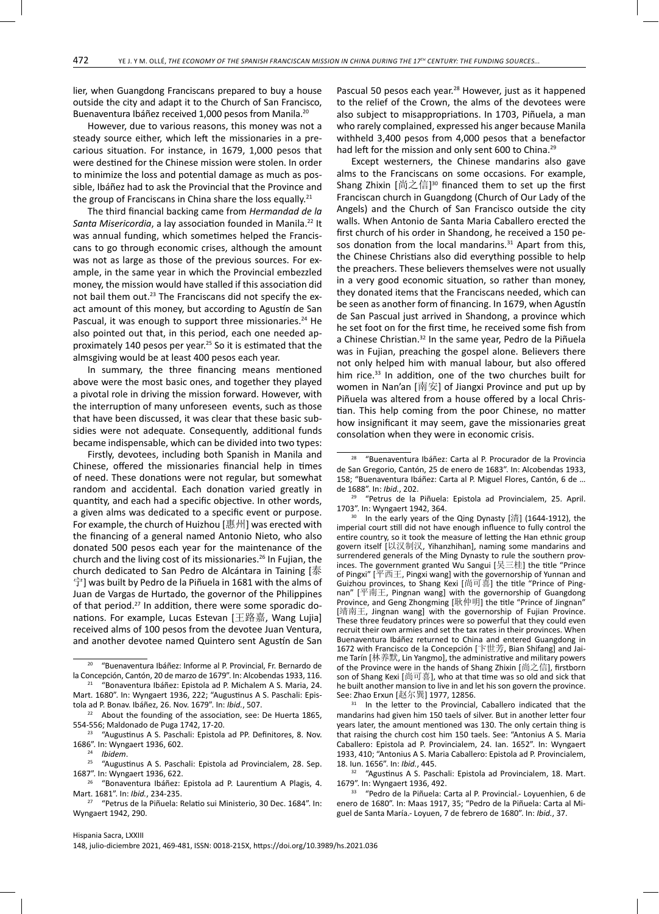lier, when Guangdong Franciscans prepared to buy a house outside the city and adapt it to the Church of San Francisco, Buenaventura Ibáñez received 1,000 pesos from Manila.[20]

However, due to various reasons, this money was not a steady source either, which left the missionaries in a precarious situation. For instance, in 1679, 1,000 pesos that were destined for the Chinese mission were stolen. In order to minimize the loss and potential damage as much as possible, Ibáñez had to ask the Provincial that the Province and the group of Franciscans in China share the loss equally.[21]

The third financial backing came from *Hermandad de la Santa Misericordia*, a lay association founded in Manila.[22] It was annual funding, which sometimes helped the Franciscans to go through economic crises, although the amount was not as large as those of the previous sources. For example, in the same year in which the Provincial embezzled money, the mission would have stalled if this association did not bail them out.[23] The Franciscans did not specify the exact amount of this money, but according to Agustín de San Pascual, it was enough to support three missionaries.[24] He also pointed out that, in this period, each one needed approximately 140 pesos per year.[25] So it is estimated that the almsgiving would be at least 400 pesos each year.

In summary, the three financing means mentioned above were the most basic ones, and together they played a pivotal role in driving the mission forward. However, with the interruption of many unforeseen events, such as those that have been discussed, it was clear that these basic subsidies were not adequate. Consequently, additional funds became indispensable, which can be divided into two types:

Firstly, devotees, including both Spanish in Manila and Chinese, offered the missionaries financial help in times of need. These donations were not regular, but somewhat random and accidental. Each donation varied greatly in quantity, and each had a specific objective. In other words, a given alms was dedicated to a specific event or purpose. For example, the church of Huizhou [惠州] was erected with the financing of a general named Antonio Nieto, who also donated 500 pesos each year for the maintenance of the church and the living cost of its missionaries.[26] In Fujian, the church dedicated to San Pedro de Alcántara in Taining [泰宁] was built by Pedro de la Piñuela in 1681 with the alms of Juan de Vargas de Hurtado, the governor of the Philippines of that period.[27] In addition, there were some sporadic donations. For example, Lucas Estevan [王路嘉, Wang Lujia] received alms of 100 pesos from the devotee Juan Ventura, and another devotee named Quintero sent Agustín de San Pascual 50 pesos each year.[28] However, just as it happened to the relief of the Crown, the alms of the devotees were also subject to misappropriations. In 1703, Piñuela, a man who rarely complained, expressed his anger because Manila withheld 3,400 pesos from 4,000 pesos that a benefactor had left for the mission and only sent 600 to China.[29]

Except westerners, the Chinese mandarins also gave alms to the Franciscans on some occasions. For example, Shang Zhixin [尚之信][30] financed them to set up the first Franciscan church in Guangdong (Church of Our Lady of the Angels) and the Church of San Francisco outside the city walls. When Antonio de Santa Maria Caballero erected the first church of his order in Shandong, he received a 150 pesos donation from the local mandarins.[31] Apart from this, the Chinese Christians also did everything possible to help the preachers. These believers themselves were not usually in a very good economic situation, so rather than money, they donated items that the Franciscans needed, which can be seen as another form of financing. In 1679, when Agustín de San Pascual just arrived in Shandong, a province which he set foot on for the first time, he received some fish from a Chinese Christian.[32] In the same year, Pedro de la Piñuela was in Fujian, preaching the gospel alone. Believers there not only helped him with manual labour, but also offered him rice.[33] In addition, one of the two churches built for women in Nan'an [南安] of Jiangxi Province and put up by Piñuela was altered from a house offered by a local Christian. This help coming from the poor Chinese, no matter how insignificant it may seem, gave the missionaries great consolation when they were in economic crisis.

---

[20] "Buenaventura Ibáñez: Informe al P. Provincial, Fr. Bernardo de la Concepción, Cantón, 20 de marzo de 1679". In: Alcobendas 1933, 116.

[21] "Bonaventura Ibáñez: Epistola ad P. Michalem A S. Maria, 24. Mart. 1680". In: Wyngaert 1936, 222; "Augustinus A S. Paschali: Epistola ad P. Bonav. Ibáñez, 26. Nov. 1679". In: *Ibid.*, 507.

[22] About the founding of the association, see: De Huerta 1865, 554-556; Maldonado de Puga 1742, 17-20.

[23] "Augustinus A S. Paschali: Epistola ad PP. Definitores, 8. Nov. 1686". In: Wyngaert 1936, 602.

[24] *Ibidem*.

[25] "Augustinus A S. Paschali: Epistola ad Provincialem, 28. Sep. 1687". In: Wyngaert 1936, 622.

[26] "Bonaventura Ibáñez: Epistola ad P. Laurentium A Plagis, 4. Mart. 1681". In: *Ibid.*, 234-235.

[27] "Petrus de la Piñuela: Relatio sui Ministerio, 30 Dec. 1684". In: Wyngaert 1942, 290.

[28] "Buenaventura Ibáñez: Carta al P. Procurador de la Provincia de San Gregorio, Cantón, 25 de enero de 1683". In: Alcobendas 1933, 158; "Buenaventura Ibáñez: Carta al P. Miguel Flores, Cantón, 6 de … de 1688". In: *Ibid.*, 202.

[29] "Petrus de la Piñuela: Epistola ad Provincialem, 25. April. 1703". In: Wyngaert 1942, 364.

[30] In the early years of the Qing Dynasty [清] (1644-1912), the imperial court still did not have enough influence to fully control the entire country, so it took the measure of letting the Han ethnic group govern itself [以汉制汉, Yihanzhihan], naming some mandarins and surrendered generals of the Ming Dynasty to rule the southern provinces. The government granted Wu Sangui [吴三桂] the title "Prince of Pingxi" [平西王, Pingxi wang] with the governorship of Yunnan and Guizhou provinces, to Shang Kexi [尚可喜] the title "Prince of Pingnan" [平南王, Pingnan wang] with the governorship of Guangdong Province, and Geng Zhongming [耿仲明] the title "Prince of Jingnan" [靖南王, Jingnan wang] with the governorship of Fujian Province. These three feudatory princes were so powerful that they could even recruit their own armies and set the tax rates in their provinces. When Buenaventura Ibáñez returned to China and entered Guangdong in 1672 with Francisco de la Concepción [卞世芳, Bian Shifang] and Jaime Tarín [林养默, Lin Yangmo], the administrative and military powers of the Province were in the hands of Shang Zhixin [尚之信], firstborn son of Shang Kexi [尚可喜], who at that time was so old and sick that he built another mansion to live in and let his son govern the province. See: Zhao Erxun [赵尔巽] 1977, 12856.

[31] In the letter to the Provincial, Caballero indicated that the mandarins had given him 150 taels of silver. But in another letter four years later, the amount mentioned was 130. The only certain thing is that raising the church cost him 150 taels. See: "Antonius A S. Maria Caballero: Epistola ad P. Provincialem, 24. Ian. 1652". In: Wyngaert 1933, 410; "Antonius A S. Maria Caballero: Epistola ad P. Provincialem, 18. Iun. 1656". In: *Ibid.*, 445.

[32] "Agustinus A S. Paschali: Epistola ad Provincialem, 18. Mart. 1679". In: Wyngaert 1936, 492.

[33] "Pedro de la Piñuela: Carta al P. Provincial.- Loyuenhien, 6 de enero de 1680". In: Maas 1917, 35; "Pedro de la Piñuela: Carta al Miguel de Santa María.- Loyuen, 7 de febrero de 1680". In: *Ibid.*, 37.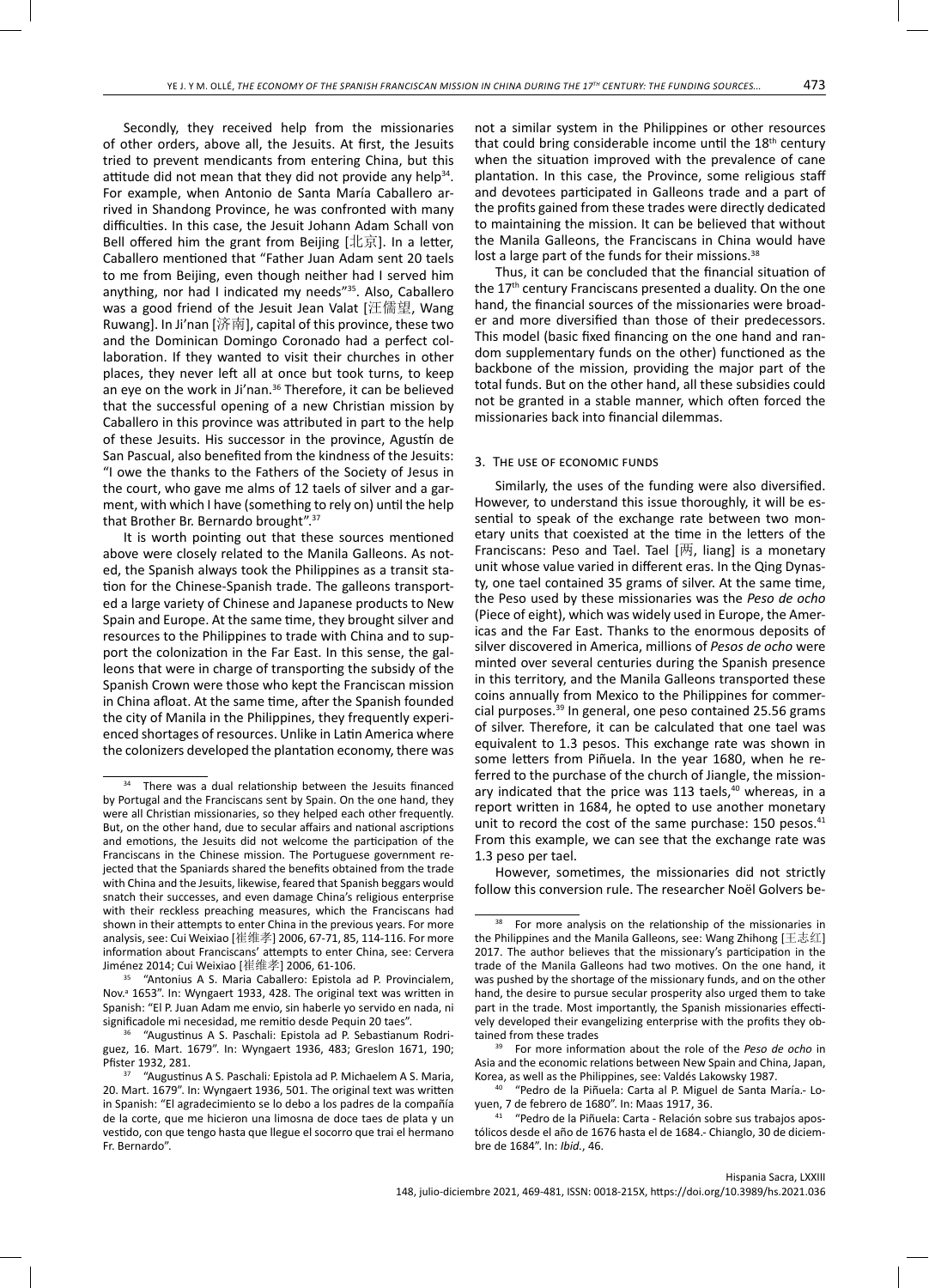Secondly, they received help from the missionaries of other orders, above all, the Jesuits. At first, the Jesuits tried to prevent mendicants from entering China, but this attitude did not mean that they did not provide any help[34]. For example, when Antonio de Santa María Caballero arrived in Shandong Province, he was confronted with many difficulties. In this case, the Jesuit Johann Adam Schall von Bell offered him the grant from Beijing [北京]. In a letter, Caballero mentioned that "Father Juan Adam sent 20 taels to me from Beijing, even though neither had I served him anything, nor had I indicated my needs"[35]. Also, Caballero was a good friend of the Jesuit Jean Valat [汪儒望, Wang Ruwang]. In Ji'nan [济南], capital of this province, these two and the Dominican Domingo Coronado had a perfect collaboration. If they wanted to visit their churches in other places, they never left all at once but took turns, to keep an eye on the work in Ji'nan.[36] Therefore, it can be believed that the successful opening of a new Christian mission by Caballero in this province was attributed in part to the help of these Jesuits. His successor in the province, Agustín de San Pascual, also benefited from the kindness of the Jesuits: "I owe the thanks to the Fathers of the Society of Jesus in the court, who gave me alms of 12 taels of silver and a garment, with which I have (something to rely on) until the help that Brother Br. Bernardo brought".[37]

It is worth pointing out that these sources mentioned above were closely related to the Manila Galleons. As noted, the Spanish always took the Philippines as a transit station for the Chinese-Spanish trade. The galleons transported a large variety of Chinese and Japanese products to New Spain and Europe. At the same time, they brought silver and resources to the Philippines to trade with China and to support the colonization in the Far East. In this sense, the galleons that were in charge of transporting the subsidy of the Spanish Crown were those who kept the Franciscan mission in China afloat. At the same time, after the Spanish founded the city of Manila in the Philippines, they frequently experienced shortages of resources. Unlike in Latin America where the colonizers developed the plantation economy, there was not a similar system in the Philippines or other resources that could bring considerable income until the 18th century when the situation improved with the prevalence of cane plantation. In this case, the Province, some religious staff and devotees participated in Galleons trade and a part of the profits gained from these trades were directly dedicated to maintaining the mission. It can be believed that without the Manila Galleons, the Franciscans in China would have lost a large part of the funds for their missions.[38]

Thus, it can be concluded that the financial situation of the 17th century Franciscans presented a duality. On the one hand, the financial sources of the missionaries were broader and more diversified than those of their predecessors. This model (basic fixed financing on the one hand and random supplementary funds on the other) functioned as the backbone of the mission, providing the major part of the total funds. But on the other hand, all these subsidies could not be granted in a stable manner, which often forced the missionaries back into financial dilemmas.

## 3. The use of economic funds

Similarly, the uses of the funding were also diversified. However, to understand this issue thoroughly, it will be essential to speak of the exchange rate between two monetary units that coexisted at the time in the letters of the Franciscans: Peso and Tael. Tael [两, liang] is a monetary unit whose value varied in different eras. In the Qing Dynasty, one tael contained 35 grams of silver. At the same time, the Peso used by these missionaries was the *Peso de ocho* (Piece of eight), which was widely used in Europe, the Americas and the Far East. Thanks to the enormous deposits of silver discovered in America, millions of *Pesos de ocho* were minted over several centuries during the Spanish presence in this territory, and the Manila Galleons transported these coins annually from Mexico to the Philippines for commercial purposes.[39] In general, one peso contained 25.56 grams of silver. Therefore, it can be calculated that one tael was equivalent to 1.3 pesos. This exchange rate was shown in some letters from Piñuela. In the year 1680, when he referred to the purchase of the church of Jiangle, the missionary indicated that the price was 113 taels,[40] whereas, in a report written in 1684, he opted to use another monetary unit to record the cost of the same purchase: 150 pesos.[41] From this example, we can see that the exchange rate was 1.3 peso per tael.

However, sometimes, the missionaries did not strictly follow this conversion rule. The researcher Noël Golvers be-

---

[34] There was a dual relationship between the Jesuits financed by Portugal and the Franciscans sent by Spain. On the one hand, they were all Christian missionaries, so they helped each other frequently. But, on the other hand, due to secular affairs and national ascriptions and emotions, the Jesuits did not welcome the participation of the Franciscans in the Chinese mission. The Portuguese government rejected that the Spaniards shared the benefits obtained from the trade with China and the Jesuits, likewise, feared that Spanish beggars would snatch their successes, and even damage China's religious enterprise with their reckless preaching measures, which the Franciscans had shown in their attempts to enter China in the previous years. For more analysis, see: Cui Weixiao [崔维孝] 2006, 67-71, 85, 114-116. For more information about Franciscans' attempts to enter China, see: Cervera Jiménez 2014; Cui Weixiao [崔维孝] 2006, 61-106.

[35] "Antonius A S. Maria Caballero: Epistola ad P. Provincialem, Nov.ª 1653". In: Wyngaert 1933, 428. The original text was written in Spanish: "El P. Juan Adam me envio, sin haberle yo servido en nada, ni significadole mi necesidad, me remitio desde Pequin 20 taes".

[36] "Augustinus A S. Paschali: Epistola ad P. Sebastianum Rodriguez, 16. Mart. 1679". In: Wyngaert 1936, 483; Greslon 1671, 190; Pfister 1932, 281.

[37] "Augustinus A S. Paschali: Epistola ad P. Michaelem A S. Maria, 20. Mart. 1679". In: Wyngaert 1936, 501. The original text was written in Spanish: "El agradecimiento se lo debo a los padres de la compañía de la corte, que me hicieron una limosna de doce taes de plata y un vestido, con que tengo hasta que llegue el socorro que trai el hermano Fr. Bernardo".

[38] For more analysis on the relationship of the missionaries in the Philippines and the Manila Galleons, see: Wang Zhihong [王志红] 2017. The author believes that the missionary's participation in the trade of the Manila Galleons had two motives. On the one hand, it was pushed by the shortage of the missionary funds, and on the other hand, the desire to pursue secular prosperity also urged them to take part in the trade. Most importantly, the Spanish missionaries effectively developed their evangelizing enterprise with the profits they obtained from these trades

[39] For more information about the role of the *Peso de ocho* in Asia and the economic relations between New Spain and China, Japan, Korea, as well as the Philippines, see: Valdés Lakowsky 1987.

[40] "Pedro de la Piñuela: Carta al P. Miguel de Santa María.- Loyuen, 7 de febrero de 1680". In: Maas 1917, 36.

[41] "Pedro de la Piñuela: Carta - Relación sobre sus trabajos apostólicos desde el año de 1676 hasta el de 1684.- Chianglo, 30 de diciembre de 1684". In: *Ibid.*, 46.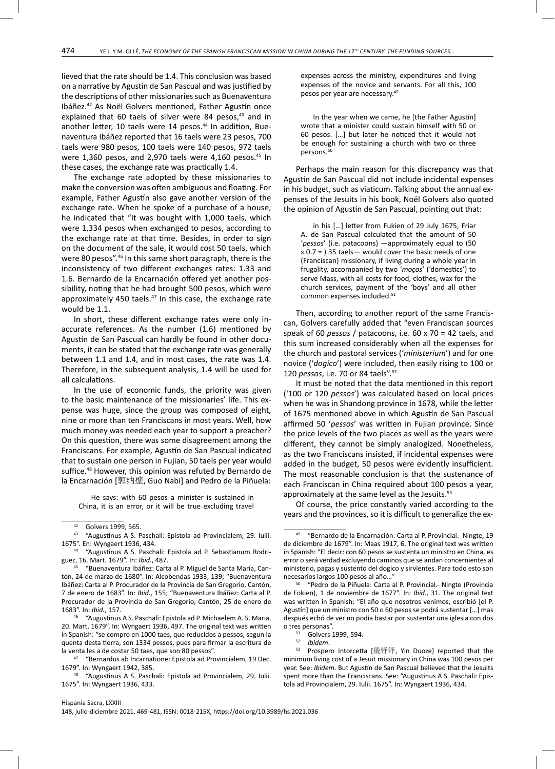lieved that the rate should be 1.4. This conclusion was based on a narrative by Agustín de San Pascual and was justified by the descriptions of other missionaries such as Buenaventura Ibáñez.[42] As Noël Golvers mentioned, Father Agustín once explained that 60 taels of silver were 84 pesos,[43] and in another letter, 10 taels were 14 pesos.[44] In addition, Buenaventura Ibáñez reported that 16 taels were 23 pesos, 700 taels were 980 pesos, 100 taels were 140 pesos, 972 taels were 1,360 pesos, and 2,970 taels were 4,160 pesos.[45] In these cases, the exchange rate was practically 1.4.

The exchange rate adopted by these missionaries to make the conversion was often ambiguous and floating. For example, Father Agustín also gave another version of the exchange rate. When he spoke of a purchase of a house, he indicated that "it was bought with 1,000 taels, which were 1,334 pesos when exchanged to pesos, according to the exchange rate at that time. Besides, in order to sign on the document of the sale, it would cost 50 taels, which were 80 pesos".[46] In this same short paragraph, there is the inconsistency of two different exchanges rates: 1.33 and 1.6. Bernardo de la Encarnación offered yet another possibility, noting that he had brought 500 pesos, which were approximately 450 taels.[47] In this case, the exchange rate would be 1.1.

In short, these different exchange rates were only inaccurate references. As the number (1.6) mentioned by Agustín de San Pascual can hardly be found in other documents, it can be stated that the exchange rate was generally between 1.1 and 1.4, and in most cases, the rate was 1.4. Therefore, in the subsequent analysis, 1.4 will be used for all calculations.

In the use of economic funds, the priority was given to the basic maintenance of the missionaries' life. This expense was huge, since the group was composed of eight, nine or more than ten Franciscans in most years. Well, how much money was needed each year to support a preacher? On this question, there was some disagreement among the Franciscans. For example, Agustín de San Pascual indicated that to sustain one person in Fujian, 50 taels per year would suffice.[48] However, this opinion was refuted by Bernardo de la Encarnación [郭纳璧, Guo Nabi] and Pedro de la Piñuela:

> He says: with 60 pesos a minister is sustained in China, it is an error, or it will be true excluding travel expenses across the ministry, expenditures and living expenses of the novice and servants. For all this, 100 pesos per year are necessary.[49]

> In the year when we came, he [the Father Agustín] wrote that a minister could sustain himself with 50 or 60 pesos. […] but later he noticed that it would not be enough for sustaining a church with two or three persons.[50]

Perhaps the main reason for this discrepancy was that Agustín de San Pascual did not include incidental expenses in his budget, such as viaticum. Talking about the annual expenses of the Jesuits in his book, Noël Golvers also quoted the opinion of Agustín de San Pascual, pointing out that:

> in his […] letter from Fukien of 29 July 1675, Friar A. de San Pascual calculated that the amount of 50 '*pessos*' (i.e. patacoons) —approximately equal to (50 x 0.7 = ) 35 taels— would cover the basic needs of one (Franciscan) missionary, if living during a whole year in frugality, accompanied by two '*moços*' ('domestics') to serve Mass, with all costs for food, clothes, wax for the church services, payment of the 'boys' and all other common expenses included.[51]

Then, according to another report of the same Franciscan, Golvers carefully added that "even Franciscan sources speak of 60 *pessos* / patacoons, i.e. 60 x 70 = 42 taels, and this sum increased considerably when all the expenses for the church and pastoral services ('*ministerium*') and for one novice ('*dogico*') were included, then easily rising to 100 or 120 *pessos*, i.e. 70 or 84 taels".[52]

It must be noted that the data mentioned in this report ('100 or 120 *pessos*') was calculated based on local prices when he was in Shandong province in 1678, while the letter of 1675 mentioned above in which Agustín de San Pascual affirmed 50 '*pessos*' was written in Fujian province. Since the price levels of the two places as well as the years were different, they cannot be simply analogized. Nonetheless, as the two Franciscans insisted, if incidental expenses were added in the budget, 50 pesos were evidently insufficient. The most reasonable conclusion is that the sustenance of each Franciscan in China required about 100 pesos a year, approximately at the same level as the Jesuits.[53]

Of course, the price constantly varied according to the years and the provinces, so it is difficult to generalize the ex-

---

[42] Golvers 1999, 565.

[43] "Augustinus A S. Paschali: Epistola ad Provincialem, 29. Iulii. 1675". En: Wyngaert 1936, 434.

[44] "Augustinus A S. Paschali: Epistola ad P. Sebastianum Rodriguez, 16. Mart. 1679". In: *Ibid.*, 487.

[45] "Buenaventura Ibáñez: Carta al P. Miguel de Santa María, Cantón, 24 de marzo de 1680". In: Alcobendas 1933, 139; "Buenaventura Ibáñez: Carta al P. Procurador de la Provincia de San Gregorio, Cantón, 7 de enero de 1683". In: *Ibid.*, 155; "Buenaventura Ibáñez: Carta al P. Procurador de la Provincia de San Gregorio, Cantón, 25 de enero de 1683". In: *Ibid.*, 157.

[46] "Augustinus A S. Paschali: Epistola ad P. Michaelem A. S. Maria, 20. Mart. 1679". In: Wyngaert 1936, 497. The original text was written in Spanish: "se compro en 1000 taes, que reducidos a pessos, segun la quenta desta tierra, son 1334 pessos, pues para firmar la escritura de la venta les a de costar 50 taes, que son 80 pessos".

[47] "Bernardus ab Incarnatione: Epistola ad Provincialem, 19 Dec. 1679". In: Wyngaert 1942, 385.

[48] "Augustinus A S. Paschali: Epistola ad Provincialem, 29. Iulii. 1675". In: Wyngaert 1936, 433.

[49] "Bernardo de la Encarnación: Carta al P. Provincial.- Ningte, 19 de diciembre de 1679". In: Maas 1917, 6. The original text was written in Spanish: "El decir: con 60 pesos se sustenta un ministro en China, es error o será verdad excluyendo caminos que se andan concernientes al ministerio, pagas y sustento del dogico y sirvientes. Para todo esto son necesarios largos 100 pesos al año…"

[50] "Pedro de la Piñuela: Carta al P. Provincial.- Ningte (Provincia de Fokien), 1 de noviembre de 1677". In: *Ibid.*, 31. The original text was written in Spanish: "El año que nosotros venimos, escribió [el P. Agustín] que un ministro con 50 o 60 pesos se podrá sustentar […] mas después echó de ver no podía bastar por sustentar una iglesia con dos o tres personas".

[51] Golvers 1999, 594.

[52] *Ibidem*.

[53] Prospero Intorcetta [殷铎泽, Yin Duoze] reported that the minimum living cost of a Jesuit missionary in China was 100 pesos per year. See: *Ibidem*. But Agustín de San Pascual believed that the Jesuits spent more than the Franciscans. See: "Augustinus A S. Paschali: Epistola ad Provincialem, 29. Iulii. 1675". In: Wyngaert 1936, 434.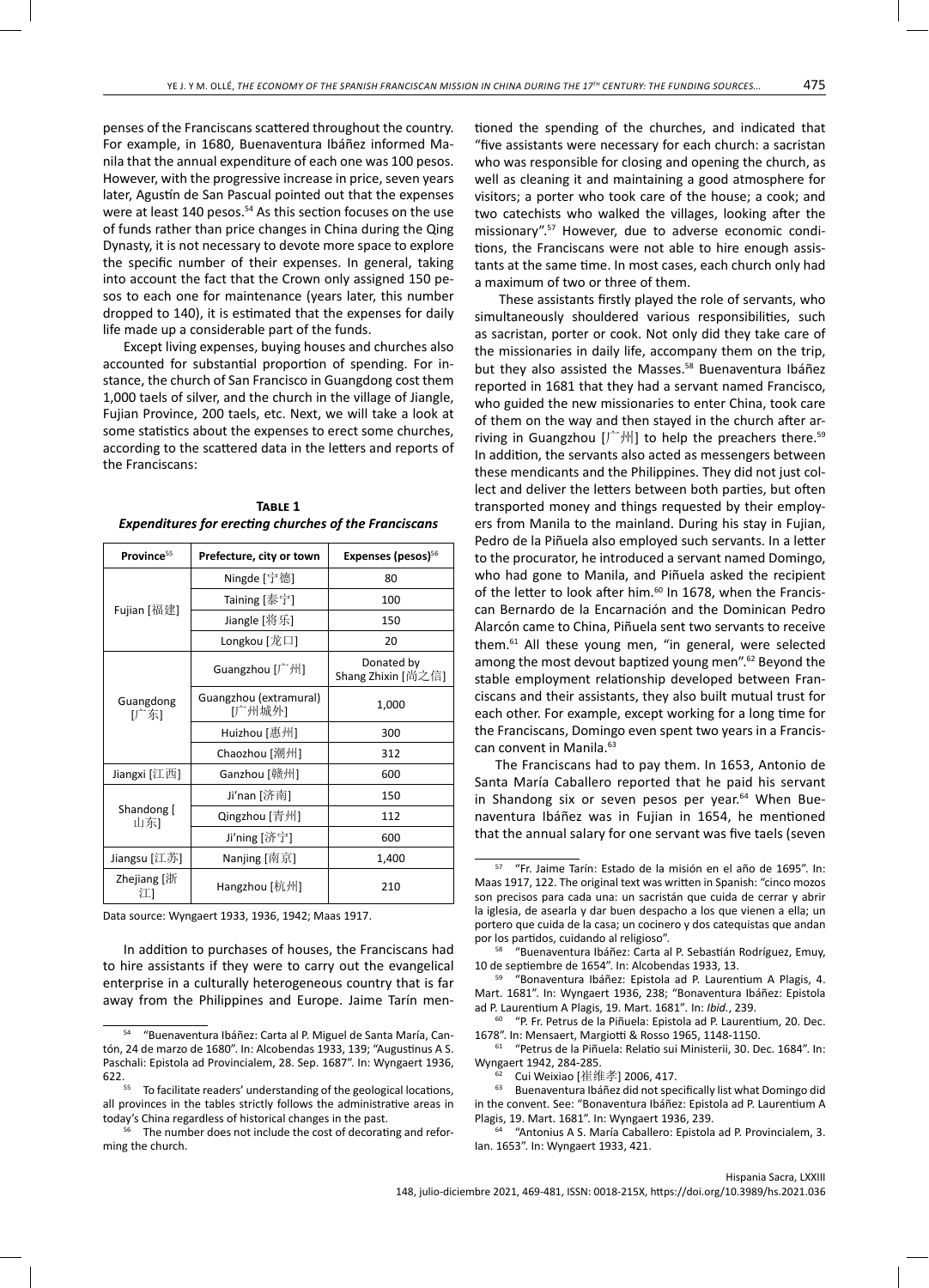penses of the Franciscans scattered throughout the country. For example, in 1680, Buenaventura Ibáñez informed Manila that the annual expenditure of each one was 100 pesos. However, with the progressive increase in price, seven years later, Agustín de San Pascual pointed out that the expenses were at least 140 pesos.[54] As this section focuses on the use of funds rather than price changes in China during the Qing Dynasty, it is not necessary to devote more space to explore the specific number of their expenses. In general, taking into account the fact that the Crown only assigned 150 pesos to each one for maintenance (years later, this number dropped to 140), it is estimated that the expenses for daily life made up a considerable part of the funds.

Except living expenses, buying houses and churches also accounted for substantial proportion of spending. For instance, the church of San Francisco in Guangdong cost them 1,000 taels of silver, and the church in the village of Jiangle, Fujian Province, 200 taels, etc. Next, we will take a look at some statistics about the expenses to erect some churches, according to the scattered data in the letters and reports of the Franciscans:

**Table 1**
***Expenditures for erecting churches of the Franciscans***

| Province[55] | Prefecture, city or town | Expenses (pesos)[56] |
|---|---|---|
| Fujian [福建] | Ningde [宁德] | 80 |
| | Taining [泰宁] | 100 |
| | Jiangle [将乐] | 150 |
| | Longkou [龙口] | 20 |
| Guangdong [广东] | Guangzhou [广州] | Donated by Shang Zhixin [尚之信] |
| | Guangzhou (extramural) [广州城外] | 1,000 |
| | Huizhou [惠州] | 300 |
| | Chaozhou [潮州] | 312 |
| Jiangxi [江西] | Ganzhou [赣州] | 600 |
| Shandong [山东] | Ji'nan [济南] | 150 |
| | Qingzhou [青州] | 112 |
| | Ji'ning [济宁] | 600 |
| Jiangsu [江苏] | Nanjing [南京] | 1,400 |
| Zhejiang [浙江] | Hangzhou [杭州] | 210 |

Data source: Wyngaert 1933, 1936, 1942; Maas 1917.

In addition to purchases of houses, the Franciscans had to hire assistants if they were to carry out the evangelical enterprise in a culturally heterogeneous country that is far away from the Philippines and Europe. Jaime Tarín mentioned the spending of the churches, and indicated that "five assistants were necessary for each church: a sacristan who was responsible for closing and opening the church, as well as cleaning it and maintaining a good atmosphere for visitors; a porter who took care of the house; a cook; and two catechists who walked the villages, looking after the missionary".[57] However, due to adverse economic conditions, the Franciscans were not able to hire enough assistants at the same time. In most cases, each church only had a maximum of two or three of them.

These assistants firstly played the role of servants, who simultaneously shouldered various responsibilities, such as sacristan, porter or cook. Not only did they take care of the missionaries in daily life, accompany them on the trip, but they also assisted the Masses.[58] Buenaventura Ibáñez reported in 1681 that they had a servant named Francisco, who guided the new missionaries to enter China, took care of them on the way and then stayed in the church after arriving in Guangzhou [广州] to help the preachers there.[59] In addition, the servants also acted as messengers between these mendicants and the Philippines. They did not just collect and deliver the letters between both parties, but often transported money and things requested by their employers from Manila to the mainland. During his stay in Fujian, Pedro de la Piñuela also employed such servants. In a letter to the procurator, he introduced a servant named Domingo, who had gone to Manila, and Piñuela asked the recipient of the letter to look after him.[60] In 1678, when the Franciscan Bernardo de la Encarnación and the Dominican Pedro Alarcón came to China, Piñuela sent two servants to receive them.[61] All these young men, "in general, were selected among the most devout baptized young men".[62] Beyond the stable employment relationship developed between Franciscans and their assistants, they also built mutual trust for each other. For example, except working for a long time for the Franciscans, Domingo even spent two years in a Franciscan convent in Manila.[63]

The Franciscans had to pay them. In 1653, Antonio de Santa María Caballero reported that he paid his servant in Shandong six or seven pesos per year.[64] When Buenaventura Ibáñez was in Fujian in 1654, he mentioned that the annual salary for one servant was five taels (seven

---

[54] "Buenaventura Ibáñez: Carta al P. Miguel de Santa María, Cantón, 24 de marzo de 1680". In: Alcobendas 1933, 139; "Augustinus A S. Paschali: Epistola ad Provincialem, 28. Sep. 1687". In: Wyngaert 1936, 622.

[55] To facilitate readers' understanding of the geological locations, all provinces in the tables strictly follows the administrative areas in today's China regardless of historical changes in the past.

[56] The number does not include the cost of decorating and reforming the church.

[57] "Fr. Jaime Tarín: Estado de la misión en el año de 1695". In: Maas 1917, 122. The original text was written in Spanish: "cinco mozos son precisos para cada una: un sacristán que cuida de cerrar y abrir la iglesia, de asearla y dar buen despacho a los que vienen a ella; un portero que cuida de la casa; un cocinero y dos catequistas que andan por los partidos, cuidando al religioso".

[58] "Buenaventura Ibáñez: Carta al P. Sebastián Rodríguez, Emuy, 10 de septiembre de 1654". In: Alcobendas 1933, 13.

[59] "Bonaventura Ibáñez: Epistola ad P. Laurentium A Plagis, 4. Mart. 1681". In: Wyngaert 1936, 238; "Bonaventura Ibáñez: Epistola ad P. Laurentium A Plagis, 19. Mart. 1681". In: *Ibid.*, 239.

[60] "P. Fr. Petrus de la Piñuela: Epistola ad P. Laurentium, 20. Dec. 1678". In: Mensaert, Margiotti & Rosso 1965, 1148-1150.

[61] "Petrus de la Piñuela: Relatio sui Ministerii, 30. Dec. 1684". In: Wyngaert 1942, 284-285.

[62] Cui Weixiao [崔维孝] 2006, 417.

[63] Buenaventura Ibáñez did not specifically list what Domingo did in the convent. See: "Bonaventura Ibáñez: Epistola ad P. Laurentium A Plagis, 19. Mart. 1681". In: Wyngaert 1936, 239.

[64] "Antonius A S. María Caballero: Epistola ad P. Provincialem, 3. Ian. 1653". In: Wyngaert 1933, 421.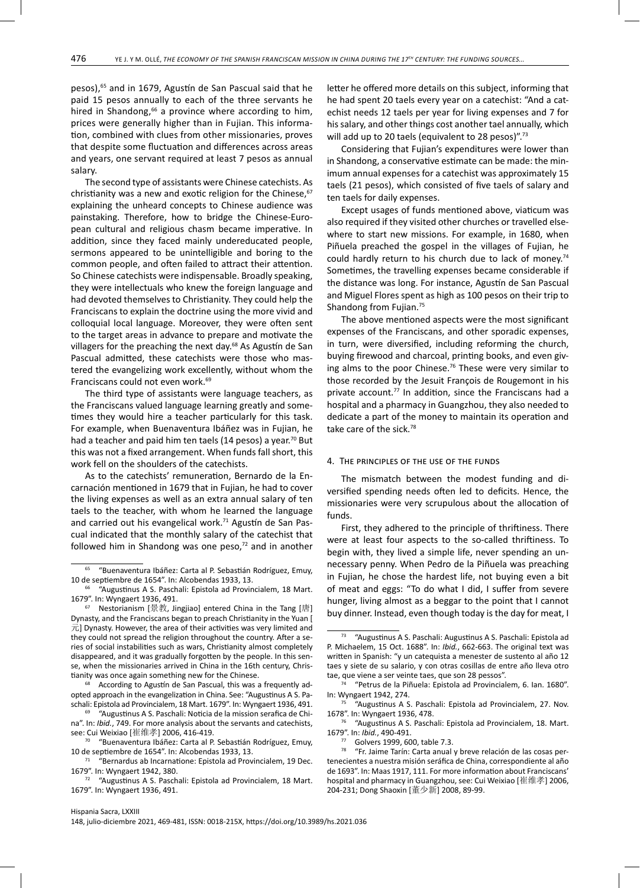pesos),[65] and in 1679, Agustín de San Pascual said that he paid 15 pesos annually to each of the three servants he hired in Shandong,[66] a province where according to him, prices were generally higher than in Fujian. This information, combined with clues from other missionaries, proves that despite some fluctuation and differences across areas and years, one servant required at least 7 pesos as annual salary.

The second type of assistants were Chinese catechists. As christianity was a new and exotic religion for the Chinese,[67] explaining the unheard concepts to Chinese audience was painstaking. Therefore, how to bridge the Chinese-European cultural and religious chasm became imperative. In addition, since they faced mainly undereducated people, sermons appeared to be unintelligible and boring to the common people, and often failed to attract their attention. So Chinese catechists were indispensable. Broadly speaking, they were intellectuals who knew the foreign language and had devoted themselves to Christianity. They could help the Franciscans to explain the doctrine using the more vivid and colloquial local language. Moreover, they were often sent to the target areas in advance to prepare and motivate the villagers for the preaching the next day.[68] As Agustín de San Pascual admitted, these catechists were those who mastered the evangelizing work excellently, without whom the Franciscans could not even work.[69]

The third type of assistants were language teachers, as the Franciscans valued language learning greatly and sometimes they would hire a teacher particularly for this task. For example, when Buenaventura Ibáñez was in Fujian, he had a teacher and paid him ten taels (14 pesos) a year.[70] But this was not a fixed arrangement. When funds fall short, this work fell on the shoulders of the catechists.

As to the catechists' remuneration, Bernardo de la Encarnación mentioned in 1679 that in Fujian, he had to cover the living expenses as well as an extra annual salary of ten taels to the teacher, with whom he learned the language and carried out his evangelical work.[71] Agustín de San Pascual indicated that the monthly salary of the catechist that followed him in Shandong was one peso,[72] and in another letter he offered more details on this subject, informing that he had spent 20 taels every year on a catechist: "And a catechist needs 12 taels per year for living expenses and 7 for his salary, and other things cost another tael annually, which will add up to 20 taels (equivalent to 28 pesos)".[73]

Considering that Fujian's expenditures were lower than in Shandong, a conservative estimate can be made: the minimum annual expenses for a catechist was approximately 15 taels (21 pesos), which consisted of five taels of salary and ten taels for daily expenses.

Except usages of funds mentioned above, viaticum was also required if they visited other churches or travelled elsewhere to start new missions. For example, in 1680, when Piñuela preached the gospel in the villages of Fujian, he could hardly return to his church due to lack of money.[74] Sometimes, the travelling expenses became considerable if the distance was long. For instance, Agustín de San Pascual and Miguel Flores spent as high as 100 pesos on their trip to Shandong from Fujian.[75]

The above mentioned aspects were the most significant expenses of the Franciscans, and other sporadic expenses, in turn, were diversified, including reforming the church, buying firewood and charcoal, printing books, and even giving alms to the poor Chinese.[76] These were very similar to those recorded by the Jesuit François de Rougemont in his private account.[77] In addition, since the Franciscans had a hospital and a pharmacy in Guangzhou, they also needed to dedicate a part of the money to maintain its operation and take care of the sick.[78]

## 4. The principles of the use of the funds

The mismatch between the modest funding and diversified spending needs often led to deficits. Hence, the missionaries were very scrupulous about the allocation of funds.

First, they adhered to the principle of thriftiness. There were at least four aspects to the so-called thriftiness. To begin with, they lived a simple life, never spending an unnecessary penny. When Pedro de la Piñuela was preaching in Fujian, he chose the hardest life, not buying even a bit of meat and eggs: "To do what I did, I suffer from severe hunger, living almost as a beggar to the point that I cannot buy dinner. Instead, even though today is the day for meat, I

---

[65] "Buenaventura Ibáñez: Carta al P. Sebastián Rodríguez, Emuy, 10 de septiembre de 1654". In: Alcobendas 1933, 13.

[66] "Augustinus A S. Paschali: Epistola ad Provincialem, 18 Mart. 1679". In: Wyngaert 1936, 491.

[67] Nestorianism [景教, Jingjiao] entered China in the Tang [唐] Dynasty, and the Franciscans began to preach Christianity in the Yuan [元] Dynasty. However, the area of their activities was very limited and they could not spread the religion throughout the country. After a series of social instabilities such as wars, Christianity almost completely disappeared, and it was gradually forgotten by the people. In this sense, when the missionaries arrived in China in the 16th century, Christianity was once again something new for the Chinese.

[68] According to Agustín de San Pascual, this was a frequently adopted approach in the evangelization in China. See: "Augustinus A S. Paschali: Epistola ad Provincialem, 18 Mart. 1679". In: Wyngaert 1936, 491.

[69] "Augustinus A S. Paschali: Noticia de la mission serafica de China". In: *Ibid.*, 749. For more analysis about the servants and catechists, see: Cui Weixiao [崔维孝] 2006, 416-419.

[70] "Buenaventura Ibáñez: Carta al P. Sebastián Rodríguez, Emuy, 10 de septiembre de 1654". In: Alcobendas 1933, 13.

[71] "Bernardus ab Incarnatione: Epistola ad Provincialem, 19 Dec. 1679". In: Wyngaert 1942, 380.

[72] "Augustinus A S. Paschali: Epistola ad Provincialem, 18 Mart. 1679". In: Wyngaert 1936, 491.

[73] "Augustinus A S. Paschali: Augustinus A S. Paschali: Epistola ad P. Michaelem, 15 Oct. 1688". In: *Ibid.*, 662-663. The original text was written in Spanish: "y un catequista a menester de sustento al año 12 taes y siete de su salario, y con otras cosillas de entre año lleva otro tae, que viene a ser veinte taes, que son 28 pesos".

[74] "Petrus de la Piñuela: Epistola ad Provincialem, 6. Ian. 1680". In: Wyngaert 1942, 274.

[75] "Augustinus A S. Paschali: Epistola ad Provincialem, 27. Nov. 1678". In: Wyngaert 1936, 478.

[76] "Augustinus A S. Paschali: Epistola ad Provincialem, 18. Mart. 1679". In: *Ibid.*, 490-491.

[77] Golvers 1999, 600, table 7.3.

[78] "Fr. Jaime Tarín: Carta anual y breve relación de las cosas pertenecientes a nuestra misión seráfica de China, correspondiente al año de 1693". In: Maas 1917, 111. For more information about Franciscans' hospital and pharmacy in Guangzhou, see: Cui Weixiao [崔维孝] 2006, 204-231; Dong Shaoxin [董少新] 2008, 89-99.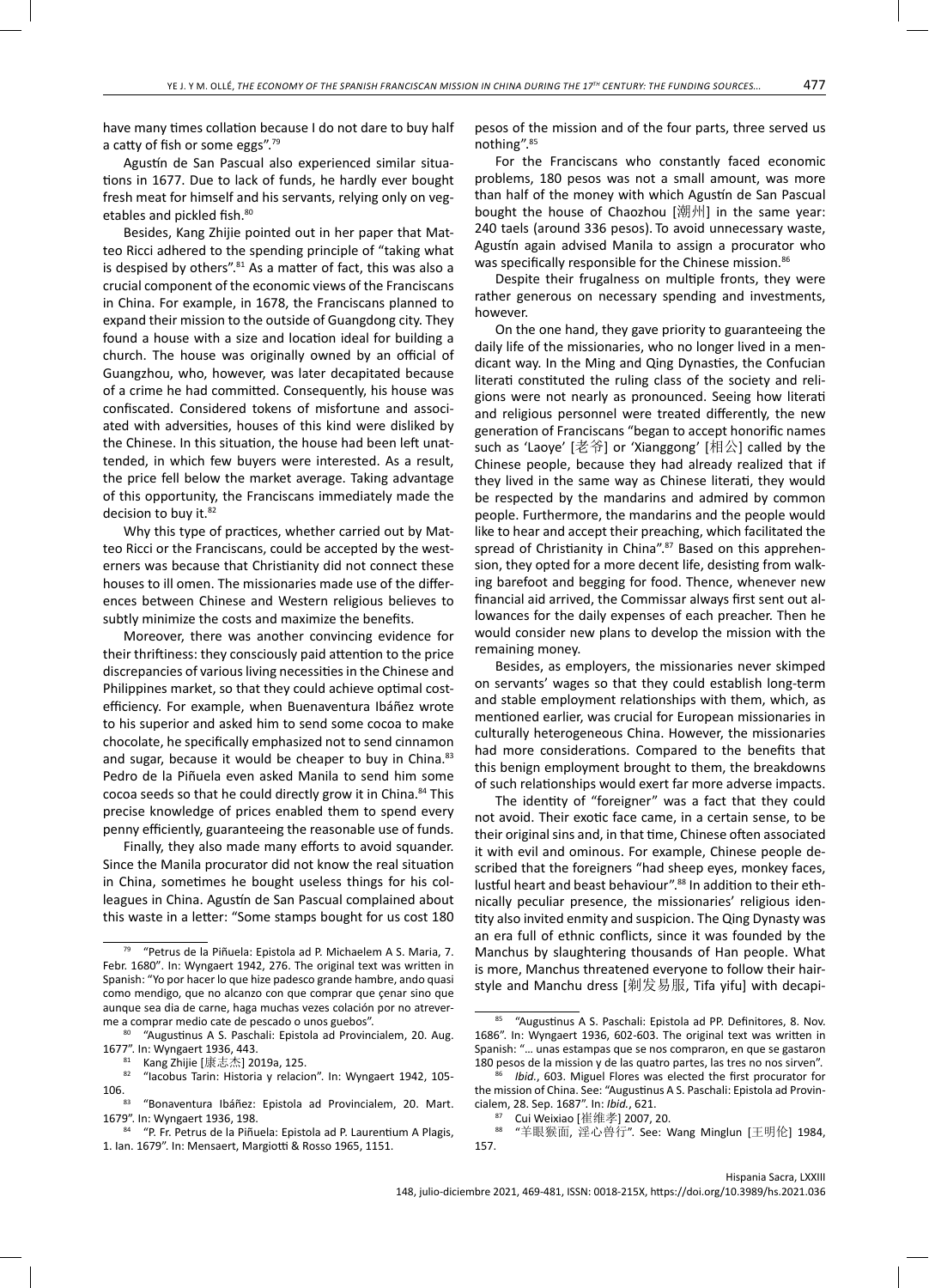have many times collation because I do not dare to buy half a catty of fish or some eggs".[79]

Agustín de San Pascual also experienced similar situations in 1677. Due to lack of funds, he hardly ever bought fresh meat for himself and his servants, relying only on vegetables and pickled fish.[80]

Besides, Kang Zhijie pointed out in her paper that Matteo Ricci adhered to the spending principle of "taking what is despised by others".[81] As a matter of fact, this was also a crucial component of the economic views of the Franciscans in China. For example, in 1678, the Franciscans planned to expand their mission to the outside of Guangdong city. They found a house with a size and location ideal for building a church. The house was originally owned by an official of Guangzhou, who, however, was later decapitated because of a crime he had committed. Consequently, his house was confiscated. Considered tokens of misfortune and associated with adversities, houses of this kind were disliked by the Chinese. In this situation, the house had been left unattended, in which few buyers were interested. As a result, the price fell below the market average. Taking advantage of this opportunity, the Franciscans immediately made the decision to buy it.[82]

Why this type of practices, whether carried out by Matteo Ricci or the Franciscans, could be accepted by the westerners was because that Christianity did not connect these houses to ill omen. The missionaries made use of the differences between Chinese and Western religious believes to subtly minimize the costs and maximize the benefits.

Moreover, there was another convincing evidence for their thriftiness: they consciously paid attention to the price discrepancies of various living necessities in the Chinese and Philippines market, so that they could achieve optimal cost-efficiency. For example, when Buenaventura Ibáñez wrote to his superior and asked him to send some cocoa to make chocolate, he specifically emphasized not to send cinnamon and sugar, because it would be cheaper to buy in China.[83] Pedro de la Piñuela even asked Manila to send him some cocoa seeds so that he could directly grow it in China.[84] This precise knowledge of prices enabled them to spend every penny efficiently, guaranteeing the reasonable use of funds.

Finally, they also made many efforts to avoid squander. Since the Manila procurator did not know the real situation in China, sometimes he bought useless things for his colleagues in China. Agustín de San Pascual complained about this waste in a letter: "Some stamps bought for us cost 180 pesos of the mission and of the four parts, three served us nothing".[85]

For the Franciscans who constantly faced economic problems, 180 pesos was not a small amount, was more than half of the money with which Agustín de San Pascual bought the house of Chaozhou [潮州] in the same year: 240 taels (around 336 pesos). To avoid unnecessary waste, Agustín again advised Manila to assign a procurator who was specifically responsible for the Chinese mission.[86]

Despite their frugalness on multiple fronts, they were rather generous on necessary spending and investments, however.

On the one hand, they gave priority to guaranteeing the daily life of the missionaries, who no longer lived in a mendicant way. In the Ming and Qing Dynasties, the Confucian literati constituted the ruling class of the society and religions were not nearly as pronounced. Seeing how literati and religious personnel were treated differently, the new generation of Franciscans "began to accept honorific names such as 'Laoye' [老爷] or 'Xianggong' [相公] called by the Chinese people, because they had already realized that if they lived in the same way as Chinese literati, they would be respected by the mandarins and admired by common people. Furthermore, the mandarins and the people would like to hear and accept their preaching, which facilitated the spread of Christianity in China".[87] Based on this apprehension, they opted for a more decent life, desisting from walking barefoot and begging for food. Thence, whenever new financial aid arrived, the Commissar always first sent out allowances for the daily expenses of each preacher. Then he would consider new plans to develop the mission with the remaining money.

Besides, as employers, the missionaries never skimped on servants' wages so that they could establish long-term and stable employment relationships with them, which, as mentioned earlier, was crucial for European missionaries in culturally heterogeneous China. However, the missionaries had more considerations. Compared to the benefits that this benign employment brought to them, the breakdowns of such relationships would exert far more adverse impacts.

The identity of "foreigner" was a fact that they could not avoid. Their exotic face came, in a certain sense, to be their original sins and, in that time, Chinese often associated it with evil and ominous. For example, Chinese people described that the foreigners "had sheep eyes, monkey faces, lustful heart and beast behaviour".[88] In addition to their ethnically peculiar presence, the missionaries' religious identity also invited enmity and suspicion. The Qing Dynasty was an era full of ethnic conflicts, since it was founded by the Manchus by slaughtering thousands of Han people. What is more, Manchus threatened everyone to follow their hairstyle and Manchu dress [剃发易服, Tifa yifu] with decapi-

---

[79] "Petrus de la Piñuela: Epistola ad P. Michaelem A S. Maria, 7. Febr. 1680". In: Wyngaert 1942, 276. The original text was written in Spanish: "Yo por hacer lo que hize padesco grande hambre, ando quasi como mendigo, que no alcanzo con que comprar que çenar sino que aunque sea dia de carne, haga muchas vezes colación por no atreverme a comprar medio cate de pescado o unos guebos".

[80] "Augustinus A S. Paschali: Epistola ad Provincialem, 20. Aug. 1677". In: Wyngaert 1936, 443.

[81] Kang Zhijie [康志杰] 2019a, 125.

[82] "Iacobus Tarin: Historia y relacion". In: Wyngaert 1942, 105-106.

[83] "Bonaventura Ibáñez: Epistola ad Provincialem, 20. Mart. 1679". In: Wyngaert 1936, 198.

[84] "P. Fr. Petrus de la Piñuela: Epistola ad P. Laurentium A Plagis, 1. Ian. 1679". In: Mensaert, Margiotti & Rosso 1965, 1151.

[85] "Augustinus A S. Paschali: Epistola ad PP. Definitores, 8. Nov. 1686". In: Wyngaert 1936, 602-603. The original text was written in Spanish: "… unas estampas que se nos compraron, en que se gastaron 180 pesos de la mission y de las quatro partes, las tres no nos sirven".

[86] *Ibid.*, 603. Miguel Flores was elected the first procurator for the mission of China. See: "Augustinus A S. Paschali: Epistola ad Provincialem, 28. Sep. 1687". In: *Ibid.*, 621.

[87] Cui Weixiao [崔维孝] 2007, 20.

[88] "羊眼猴面，淫心兽行". See: Wang Minglun [王明伦] 1984, 157.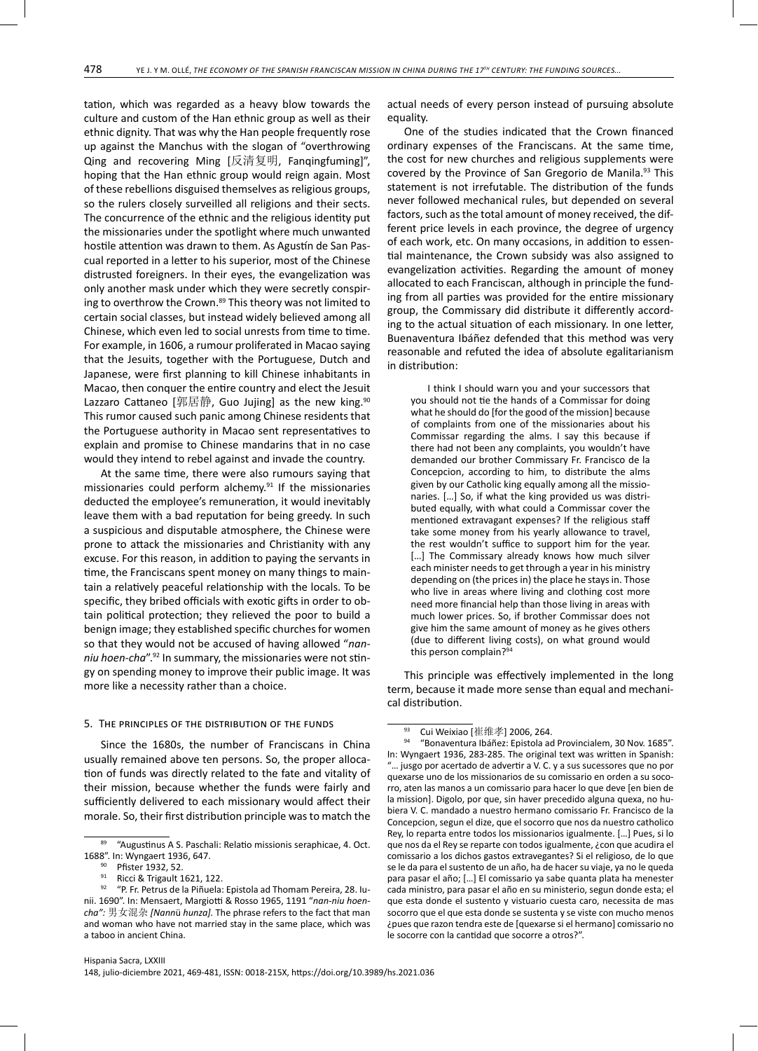tation, which was regarded as a heavy blow towards the culture and custom of the Han ethnic group as well as their ethnic dignity. That was why the Han people frequently rose up against the Manchus with the slogan of "overthrowing Qing and recovering Ming [反清复明, Fanqingfuming]", hoping that the Han ethnic group would reign again. Most of these rebellions disguised themselves as religious groups, so the rulers closely surveilled all religions and their sects. The concurrence of the ethnic and the religious identity put the missionaries under the spotlight where much unwanted hostile attention was drawn to them. As Agustín de San Pascual reported in a letter to his superior, most of the Chinese distrusted foreigners. In their eyes, the evangelization was only another mask under which they were secretly conspiring to overthrow the Crown.[89] This theory was not limited to certain social classes, but instead widely believed among all Chinese, which even led to social unrests from time to time. For example, in 1606, a rumour proliferated in Macao saying that the Jesuits, together with the Portuguese, Dutch and Japanese, were first planning to kill Chinese inhabitants in Macao, then conquer the entire country and elect the Jesuit Lazzaro Cattaneo [郭居静, Guo Jujing] as the new king.[90] This rumor caused such panic among Chinese residents that the Portuguese authority in Macao sent representatives to explain and promise to Chinese mandarins that in no case would they intend to rebel against and invade the country.

At the same time, there were also rumours saying that missionaries could perform alchemy.[91] If the missionaries deducted the employee's remuneration, it would inevitably leave them with a bad reputation for being greedy. In such a suspicious and disputable atmosphere, the Chinese were prone to attack the missionaries and Christianity with any excuse. For this reason, in addition to paying the servants in time, the Franciscans spent money on many things to maintain a relatively peaceful relationship with the locals. To be specific, they bribed officials with exotic gifts in order to obtain political protection; they relieved the poor to build a benign image; they established specific churches for women so that they would not be accused of having allowed "*nan-niu hoen-cha*".[92] In summary, the missionaries were not stingy on spending money to improve their public image. It was more like a necessity rather than a choice.

## 5. The principles of the distribution of the funds

Since the 1680s, the number of Franciscans in China usually remained above ten persons. So, the proper allocation of funds was directly related to the fate and vitality of their mission, because whether the funds were fairly and sufficiently delivered to each missionary would affect their morale. So, their first distribution principle was to match the actual needs of every person instead of pursuing absolute equality.

One of the studies indicated that the Crown financed ordinary expenses of the Franciscans. At the same time, the cost for new churches and religious supplements were covered by the Province of San Gregorio de Manila.[93] This statement is not irrefutable. The distribution of the funds never followed mechanical rules, but depended on several factors, such as the total amount of money received, the different price levels in each province, the degree of urgency of each work, etc. On many occasions, in addition to essential maintenance, the Crown subsidy was also assigned to evangelization activities. Regarding the amount of money allocated to each Franciscan, although in principle the funding from all parties was provided for the entire missionary group, the Commissary did distribute it differently according to the actual situation of each missionary. In one letter, Buenaventura Ibáñez defended that this method was very reasonable and refuted the idea of absolute egalitarianism in distribution:

> I think I should warn you and your successors that you should not tie the hands of a Commissar for doing what he should do [for the good of the mission] because of complaints from one of the missionaries about his Commissar regarding the alms. I say this because if there had not been any complaints, you wouldn't have demanded our brother Commissary Fr. Francisco de la Concepcion, according to him, to distribute the alms given by our Catholic king equally among all the missionaries. […] So, if what the king provided us was distributed equally, with what could a Commissar cover the mentioned extravagant expenses? If the religious staff take some money from his yearly allowance to travel, the rest wouldn't suffice to support him for the year. […] The Commissary already knows how much silver each minister needs to get through a year in his ministry depending on (the prices in) the place he stays in. Those who live in areas where living and clothing cost more need more financial help than those living in areas with much lower prices. So, if brother Commissar does not give him the same amount of money as he gives others (due to different living costs), on what ground would this person complain?[94]

This principle was effectively implemented in the long term, because it made more sense than equal and mechanical distribution.

---

[89] "Augustinus A S. Paschali: Relatio missionis seraphicae, 4. Oct. 1688". In: Wyngaert 1936, 647.

[90] Pfister 1932, 52.

[91] Ricci & Trigault 1621, 122.

[92] "P. Fr. Petrus de la Piñuela: Epistola ad Thomam Pereira, 28. Iunii. 1690". In: Mensaert, Margiotti & Rosso 1965, 1191 "*nan-niu hoen-cha":* 男女混杂 *[Nannü hunza].* The phrase refers to the fact that man and woman who have not married stay in the same place, which was a taboo in ancient China.

[93] Cui Weixiao [崔维孝] 2006, 264.

[94] "Bonaventura Ibáñez: Epistola ad Provincialem, 30 Nov. 1685". In: Wyngaert 1936, 283-285. The original text was written in Spanish: "… jusgo por acertado de advertir a V. C. y a sus sucessores que no por quexarse uno de los missionarios de su comissario en orden a su socorro, aten las manos a un comissario para hacer lo que deve [en bien de la mission]. Digolo, por que, sin haver precedido alguna quexa, no huviera V. C. mandado a nuestro hermano comissario Fr. Francisco de la Concepcion, segun el dize, que el socorro que nos da nuestro catholico Rey, lo reparta entre todos los missionarios igualmente. […] Pues, si lo que nos da el Rey se reparte con todos igualmente, ¿con que acudira el comissario a los dichos gastos extravegantes? Si el religioso, de lo que se le da para el sustento de un año, ha de hacer su viaje, ya no le queda para pasar el año; […] El comissario ya sabe quanta plata ha menester cada ministro, para pasar el año en su ministerio, segun donde esta; el que esta donde el sustento y vistuario cuesta caro, necessita de mas socorro que el que esta donde se sustenta y se viste con mucho menos ¿pues que razon tendra este de [quexarse si el hermano] comissario no le socorre con la cantidad que socorre a otros?".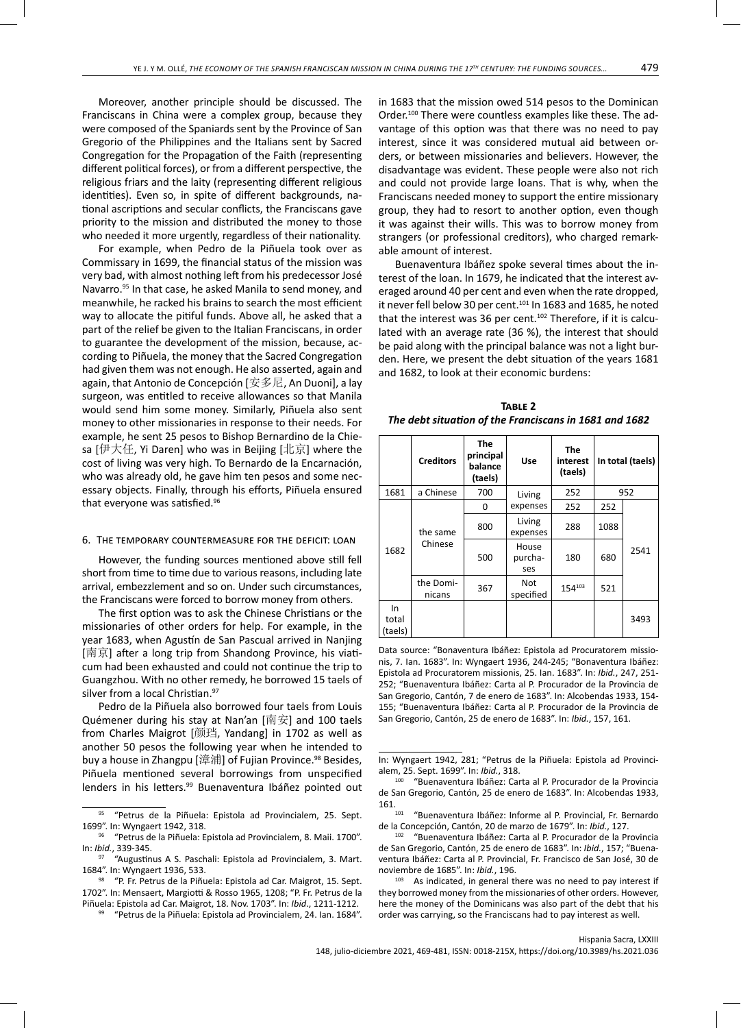Moreover, another principle should be discussed. The Franciscans in China were a complex group, because they were composed of the Spaniards sent by the Province of San Gregorio of the Philippines and the Italians sent by Sacred Congregation for the Propagation of the Faith (representing different political forces), or from a different perspective, the religious friars and the laity (representing different religious identities). Even so, in spite of different backgrounds, national ascriptions and secular conflicts, the Franciscans gave priority to the mission and distributed the money to those who needed it more urgently, regardless of their nationality.

For example, when Pedro de la Piñuela took over as Commissary in 1699, the financial status of the mission was very bad, with almost nothing left from his predecessor José Navarro.[95] In that case, he asked Manila to send money, and meanwhile, he racked his brains to search the most efficient way to allocate the pitiful funds. Above all, he asked that a part of the relief be given to the Italian Franciscans, in order to guarantee the development of the mission, because, according to Piñuela, the money that the Sacred Congregation had given them was not enough. He also asserted, again and again, that Antonio de Concepción [安多尼, An Duoni], a lay surgeon, was entitled to receive allowances so that Manila would send him some money. Similarly, Piñuela also sent money to other missionaries in response to their needs. For example, he sent 25 pesos to Bishop Bernardino de la Chiesa [伊大任, Yi Daren] who was in Beijing [北京] where the cost of living was very high. To Bernardo de la Encarnación, who was already old, he gave him ten pesos and some necessary objects. Finally, through his efforts, Piñuela ensured that everyone was satisfied.[96]

## 6. The temporary countermeasure for the deficit: loan

However, the funding sources mentioned above still fell short from time to time due to various reasons, including late arrival, embezzlement and so on. Under such circumstances, the Franciscans were forced to borrow money from others.

The first option was to ask the Chinese Christians or the missionaries of other orders for help. For example, in the year 1683, when Agustín de San Pascual arrived in Nanjing [南京] after a long trip from Shandong Province, his viaticum had been exhausted and could not continue the trip to Guangzhou. With no other remedy, he borrowed 15 taels of silver from a local Christian.[97]

Pedro de la Piñuela also borrowed four taels from Louis Quémener during his stay at Nan'an [南安] and 100 taels from Charles Maigrot [颜珰, Yandang] in 1702 as well as another 50 pesos the following year when he intended to buy a house in Zhangpu [漳浦] of Fujian Province.[98] Besides, Piñuela mentioned several borrowings from unspecified lenders in his letters.[99] Buenaventura Ibáñez pointed out in 1683 that the mission owed 514 pesos to the Dominican Order.[100] There were countless examples like these. The advantage of this option was that there was no need to pay interest, since it was considered mutual aid between orders, or between missionaries and believers. However, the disadvantage was evident. These people were also not rich and could not provide large loans. That is why, when the Franciscans needed money to support the entire missionary group, they had to resort to another option, even though it was against their wills. This was to borrow money from strangers (or professional creditors), who charged remarkable amount of interest.

Buenaventura Ibáñez spoke several times about the interest of the loan. In 1679, he indicated that the interest averaged around 40 per cent and even when the rate dropped, it never fell below 30 per cent.[101] In 1683 and 1685, he noted that the interest was 36 per cent.[102] Therefore, if it is calculated with an average rate (36 %), the interest that should be paid along with the principal balance was not a light burden. Here, we present the debt situation of the years 1681 and 1682, to look at their economic burdens:

**Table 2**
***The debt situation of the Franciscans in 1681 and 1682***

| | Creditors | The principal balance (taels) | Use | The interest (taels) | In total (taels) | |
|---|---|---|---|---|---|---|
| 1681 | a Chinese | 700 | Living expenses | 252 | 952 | |
| 1682 | the same Chinese | 0 | | 252 | 252 | 2541 |
| | | 800 | Living expenses | 288 | 1088 | |
| | | 500 | House purchases | 180 | 680 | |
| | the Dominicans | 367 | Not specified | 154[103] | 521 | |
| In total (taels) | | | | | | 3493 |

Data source: "Bonaventura Ibáñez: Epistola ad Procuratorem missionis, 7. Ian. 1683". In: Wyngaert 1936, 244-245; "Bonaventura Ibáñez: Epistola ad Procuratorem missionis, 25. Ian. 1683". In: *Ibid.*, 247, 251-252; "Buenaventura Ibáñez: Carta al P. Procurador de la Provincia de San Gregorio, Cantón, 7 de enero de 1683". In: Alcobendas 1933, 154-155; "Buenaventura Ibáñez: Carta al P. Procurador de la Provincia de San Gregorio, Cantón, 25 de enero de 1683". In: *Ibid.*, 157, 161.

---

95 "Petrus de la Piñuela: Epistola ad Provincialem, 25. Sept. 1699". In: Wyngaert 1942, 318.

96 "Petrus de la Piñuela: Epistola ad Provincialem, 8. Maii. 1700". In: *Ibid.*, 339-345.

97 "Augustinus A S. Paschali: Epistola ad Provincialem, 3. Mart. 1684". In: Wyngaert 1936, 533.

98 "P. Fr. Petrus de la Piñuela: Epistola ad Car. Maigrot, 15. Sept. 1702". In: Mensaert, Margiotti & Rosso 1965, 1208; "P. Fr. Petrus de la Piñuela: Epistola ad Car. Maigrot, 18. Nov. 1703". In: *Ibid*., 1211-1212.

99 "Petrus de la Piñuela: Epistola ad Provincialem, 24. Ian. 1684". In: Wyngaert 1942, 281; "Petrus de la Piñuela: Epistola ad Provincialem, 25. Sept. 1699". In: *Ibid.*, 318.

100 "Buenaventura Ibáñez: Carta al P. Procurador de la Provincia de San Gregorio, Cantón, 25 de enero de 1683". In: Alcobendas 1933, 161.

101 "Buenaventura Ibáñez: Informe al P. Provincial, Fr. Bernardo de la Concepción, Cantón, 20 de marzo de 1679". In: *Ibid.*, 127.

102 "Buenaventura Ibáñez: Carta al P. Procurador de la Provincia de San Gregorio, Cantón, 25 de enero de 1683". In: *Ibid.*, 157; "Buenaventura Ibáñez: Carta al P. Provincial, Fr. Francisco de San José, 30 de noviembre de 1685". In: *Ibid.*, 196.

103 As indicated, in general there was no need to pay interest if they borrowed money from the missionaries of other orders. However, here the money of the Dominicans was also part of the debt that his order was carrying, so the Franciscans had to pay interest as well.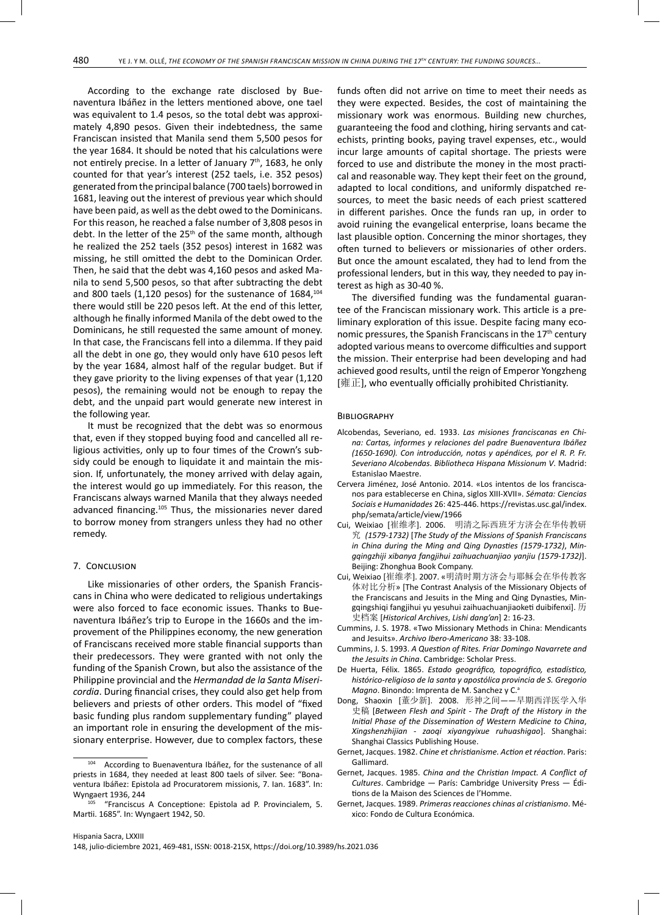According to the exchange rate disclosed by Buenaventura Ibáñez in the letters mentioned above, one tael was equivalent to 1.4 pesos, so the total debt was approximately 4,890 pesos. Given their indebtedness, the same Franciscan insisted that Manila send them 5,500 pesos for the year 1684. It should be noted that his calculations were not entirely precise. In a letter of January 7th, 1683, he only counted for that year's interest (252 taels, i.e. 352 pesos) generated from the principal balance (700 taels) borrowed in 1681, leaving out the interest of previous year which should have been paid, as well as the debt owed to the Dominicans. For this reason, he reached a false number of 3,808 pesos in debt. In the letter of the 25th of the same month, although he realized the 252 taels (352 pesos) interest in 1682 was missing, he still omitted the debt to the Dominican Order. Then, he said that the debt was 4,160 pesos and asked Manila to send 5,500 pesos, so that after subtracting the debt and 800 taels (1,120 pesos) for the sustenance of 1684,[104] there would still be 220 pesos left. At the end of this letter, although he finally informed Manila of the debt owed to the Dominicans, he still requested the same amount of money. In that case, the Franciscans fell into a dilemma. If they paid all the debt in one go, they would only have 610 pesos left by the year 1684, almost half of the regular budget. But if they gave priority to the living expenses of that year (1,120 pesos), the remaining would not be enough to repay the debt, and the unpaid part would generate new interest in the following year.

It must be recognized that the debt was so enormous that, even if they stopped buying food and cancelled all religious activities, only up to four times of the Crown's subsidy could be enough to liquidate it and maintain the mission. If, unfortunately, the money arrived with delay again, the interest would go up immediately. For this reason, the Franciscans always warned Manila that they always needed advanced financing.[105] Thus, the missionaries never dared to borrow money from strangers unless they had no other remedy.

## 7. Conclusion

Like missionaries of other orders, the Spanish Franciscans in China who were dedicated to religious undertakings were also forced to face economic issues. Thanks to Buenaventura Ibáñez's trip to Europe in the 1660s and the improvement of the Philippines economy, the new generation of Franciscans received more stable financial supports than their predecessors. They were granted with not only the funding of the Spanish Crown, but also the assistance of the Philippine provincial and the *Hermandad de la Santa Misericordia*. During financial crises, they could also get help from believers and priests of other orders. This model of "fixed basic funding plus random supplementary funding" played an important role in ensuring the development of the missionary enterprise. However, due to complex factors, these funds often did not arrive on time to meet their needs as they were expected. Besides, the cost of maintaining the missionary work was enormous. Building new churches, guaranteeing the food and clothing, hiring servants and catechists, printing books, paying travel expenses, etc., would incur large amounts of capital shortage. The priests were forced to use and distribute the money in the most practical and reasonable way. They kept their feet on the ground, adapted to local conditions, and uniformly dispatched resources, to meet the basic needs of each priest scattered in different parishes. Once the funds ran up, in order to avoid ruining the evangelical enterprise, loans became the last plausible option. Concerning the minor shortages, they often turned to believers or missionaries of other orders. But once the amount escalated, they had to lend from the professional lenders, but in this way, they needed to pay interest as high as 30-40 %.

The diversified funding was the fundamental guarantee of the Franciscan missionary work. This article is a preliminary exploration of this issue. Despite facing many economic pressures, the Spanish Franciscans in the 17th century adopted various means to overcome difficulties and support the mission. Their enterprise had been developing and had achieved good results, until the reign of Emperor Yongzheng [雍正], who eventually officially prohibited Christianity.

## Bibliography

Alcobendas, Severiano, ed. 1933. *Las misiones franciscanas en China: Cartas, informes y relaciones del padre Buenaventura Ibáñez (1650-1690). Con introducción, notas y apéndices, por el R. P. Fr. Severiano Alcobendas*. *Bibliotheca Hispana Missionum V*. Madrid: Estanislao Maestre.

Cervera Jiménez, José Antonio. 2014. «Los intentos de los franciscanos para establecerse en China, siglos XIII-XVII». *Sémata: Ciencias Sociais e Humanidades* 26: 425-446. https://revistas.usc.gal/index.php/semata/article/view/1966

Cui, Weixiao [崔维孝]. 2006. 明清之际西班牙方济会在华传教研究 *(1579-1732)* [*The Study of the Missions of Spanish Franciscans in China during the Ming and Qing Dynasties (1579-1732)*, *Mingqingzhiji xibanya fangjihui zaihuachuanjiao yanjiu (1579-1732)*]. Beijing: Zhonghua Book Company.

Cui, Weixiao [崔维孝]. 2007. «明清时期方济会与耶稣会在华传教客体对比分析» [The Contrast Analysis of the Missionary Objects of the Franciscans and Jesuits in the Ming and Qing Dynasties, Mingqingshiqi fangjihui yu yesuhui zaihuachuanjiaoketi duibifenxi]. 历史档案 [*Historical Archives*, *Lishi dang'an*] 2: 16-23.

Cummins, J. S. 1978. «Two Missionary Methods in China: Mendicants and Jesuits». *Archivo Ibero-Americano* 38: 33-108.

Cummins, J. S. 1993. *A Question of Rites. Friar Domingo Navarrete and the Jesuits in China*. Cambridge: Scholar Press.

De Huerta, Félix. 1865. *Estado geográfico, topográfico, estadístico, histórico-religioso de la santa y apostólica provincia de S. Gregorio Magno*. Binondo: Imprenta de M. Sanchez y C.ª

Dong, Shaoxin [董少新]. 2008. 形神之间——早期西洋医学入华史稿 [*Between Flesh and Spirit - The Draft of the History in the Initial Phase of the Dissemination of Western Medicine to China*, *Xingshenzhijian - zaoqi xiyangyixue ruhuashigao*]. Shanghai: Shanghai Classics Publishing House.

Gernet, Jacques. 1982. *Chine et christianisme. Action et réaction*. Paris: Gallimard.

Gernet, Jacques. 1985. *China and the Christian Impact. A Conflict of Cultures*. Cambridge — París: Cambridge University Press — Éditions de la Maison des Sciences de l'Homme.

Gernet, Jacques. 1989. *Primeras reacciones chinas al cristianismo*. México: Fondo de Cultura Económica.

---

[104] According to Buenaventura Ibáñez, for the sustenance of all priests in 1684, they needed at least 800 taels of silver. See: "Bonaventura Ibáñez: Epistola ad Procuratorem missionis, 7. Ian. 1683". In: Wyngaert 1936, 244

[105] "Franciscus A Conceptione: Epistola ad P. Provincialem, 5. Martii. 1685". In: Wyngaert 1942, 50.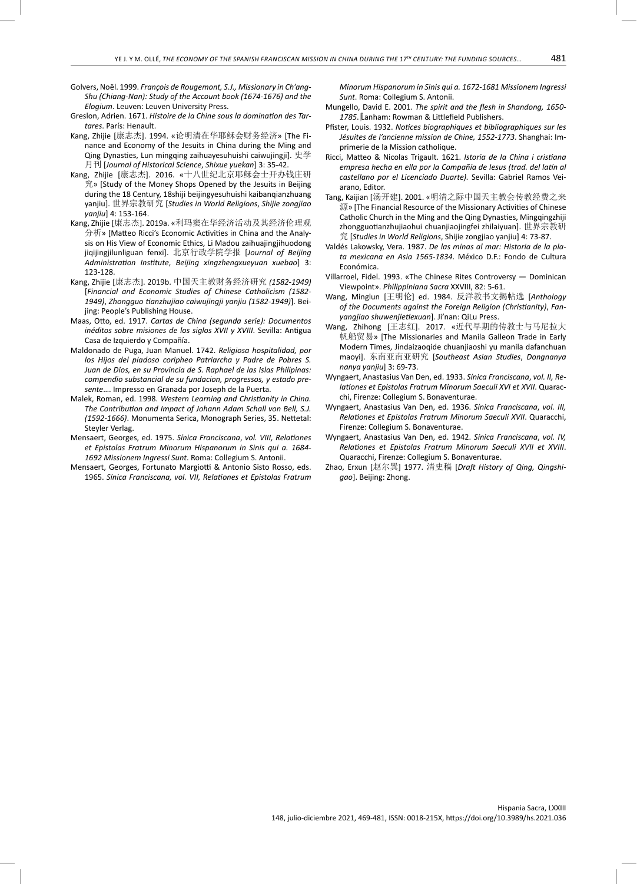Golvers, Noël. 1999. *François de Rougemont, S.J., Missionary in Ch'ang-Shu (Chiang-Nan): Study of the Account book (1674-1676) and the Elogium*. Leuven: Leuven University Press.

Greslon, Adrien. 1671. *Histoire de la Chine sous la domination des Tartares*. París: Henault.

Kang, Zhijie [康志杰]. 1994. «论明清在华耶稣会财务经济» [The Finance and Economy of the Jesuits in China during the Ming and Qing Dynasties, Lun mingqing zaihuayesuhuishi caiwujingji]. 史学月刊 [*Journal of Historical Science*, *Shixue yuekan*] 3: 35-42.

Kang, Zhijie [康志杰]. 2016. «十八世纪北京耶稣会士开办钱庄研究» [Study of the Money Shops Opened by the Jesuits in Beijing during the 18 Century, 18shiji beijingyesuhuishi kaibanqianzhuang yanjiu]. 世界宗教研究 [*Studies in World Religions*, *Shijie zongjiao yanjiu*] 4: 153-164.

Kang, Zhijie [康志杰]. 2019a. «利玛窦在华经济活动及其经济伦理观分析» [Matteo Ricci's Economic Activities in China and the Analysis on His View of Economic Ethics, Li Madou zaihuajingjihuodong jiqijingjilunliguan fenxi]. 北京行政学院学报 [*Journal of Beijing Administration Institute*, *Beijing xingzhengxueyuan xuebao*] 3: 123-128.

Kang, Zhijie [康志杰]. 2019b. 中国天主教财务经济研究 *(1582-1949)* [*Financial and Economic Studies of Chinese Catholicism (1582-1949)*, *Zhongguo tianzhujiao caiwujingji yanjiu (1582-1949)*]. Beijing: People's Publishing House.

Maas, Otto, ed. 1917. *Cartas de China (segunda serie): Documentos inéditos sobre misiones de los siglos XVII y XVIII*. Sevilla: Antigua Casa de Izquierdo y Compañía.

Maldonado de Puga, Juan Manuel. 1742. *Religiosa hospitalidad, por los Hijos del piadoso coripheo Patriarcha y Padre de Pobres S. Juan de Dios, en su Provincia de S. Raphael de las Islas Philipinas: compendio substancial de su fundacion, progressos, y estado presente…*. Impresso en Granada por Joseph de la Puerta.

Malek, Roman, ed. 1998. *Western Learning and Christianity in China. The Contribution and Impact of Johann Adam Schall von Bell, S.J. (1592-1666)*. Monumenta Serica, Monograph Series, 35. Nettetal: Steyler Verlag.

Mensaert, Georges, ed. 1975. *Sínica Franciscana*, *vol. VIII, Relationes et Epistolas Fratrum Minorum Hispanorum in Sinis qui a. 1684-1692 Missionem Ingressi Sunt*. Roma: Collegium S. Antonii.

Mensaert, Georges, Fortunato Margiotti & Antonio Sisto Rosso, eds. 1965. *Sínica Franciscana, vol. VII, Relationes et Epistolas Fratrum Minorum Hispanorum in Sinis qui a. 1672-1681 Missionem Ingressi Sunt*. Roma: Collegium S. Antonii.

Mungello, David E. 2001. *The spirit and the flesh in Shandong, 1650-1785*. Lanham: Rowman & Littlefield Publishers.

Pfister, Louis. 1932. *Notices biographiques et bibliographiques sur les Jésuites de l'ancienne mission de Chine, 1552-1773*. Shanghai: Imprimerie de la Mission catholique.

Ricci, Matteo & Nicolas Trigault. 1621. *Istoria de la China i cristiana empresa hecha en ella por la Compañía de Iesus (trad. del latín al castellano por el Licenciado Duarte)*. Sevilla: Gabriel Ramos Veiarano, Editor.

Tang, Kaijian [汤开建]. 2001. «明清之际中国天主教会传教经费之来源» [The Financial Resource of the Missionary Activities of Chinese Catholic Church in the Ming and the Qing Dynasties, Mingqingzhiji zhongguotianzhujiaohui chuanjiaojingfei zhilaiyuan]. 世界宗教研究 [*Studies in World Religions*, Shijie zongjiao yanjiu] 4: 73-87.

Valdés Lakowsky, Vera. 1987. *De las minas al mar: Historia de la plata mexicana en Asia 1565-1834*. México D.F.: Fondo de Cultura Económica.

Villarroel, Fidel. 1993. «The Chinese Rites Controversy — Dominican Viewpoint». *Philippiniana Sacra* XXVIII, 82: 5-61.

Wang, Minglun [王明伦] ed. 1984. 反洋教书文揭帖选 [*Anthology of the Documents against the Foreign Religion (Christianity)*, *Fanyangjiao shuwenjietiexuan*]. Ji'nan: QiLu Press.

Wang, Zhihong [王志红]. 2017. «近代早期的传教士与马尼拉大帆船贸易» [The Missionaries and Manila Galleon Trade in Early Modern Times, Jindaizaoqide chuanjiaoshi yu manila dafanchuan maoyi]. 东南亚南亚研究 [*Southeast Asian Studies*, *Dongnanya nanya yanjiu*] 3: 69-73.

Wyngaert, Anastasius Van Den, ed. 1933. *Sínica Franciscana*, *vol. II, Relationes et Epistolas Fratrum Minorum Saeculi XVI et XVII*. Quaracchi, Firenze: Collegium S. Bonaventurae.

Wyngaert, Anastasius Van Den, ed. 1936. *Sínica Franciscana*, *vol. III, Relationes et Epistolas Fratrum Minorum Saeculi XVII*. Quaracchi, Firenze: Collegium S. Bonaventurae.

Wyngaert, Anastasius Van Den, ed. 1942. *Sínica Franciscana*, *vol. IV, Relationes et Epistolas Fratrum Minorum Saeculi XVII et XVIII*. Quaracchi, Firenze: Collegium S. Bonaventurae.

Zhao, Erxun [赵尔巽] 1977. 清史稿 [*Draft History of Qing, Qingshigao*]. Beijing: Zhong.